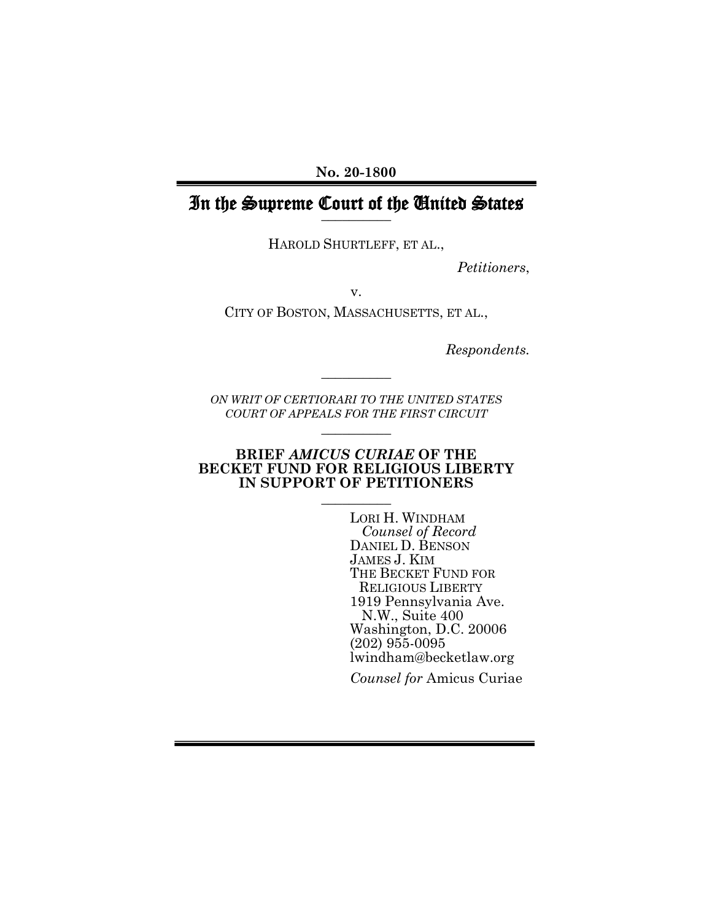**No. 20-1800**

# In the Supreme Court of the United States

---

HAROLD SHURTLEFF, ET AL.,

*Petitioners*,

v.

CITY OF BOSTON, MASSACHUSETTS, ET AL.,

*Respondents.*

---

*ON WRIT OF CERTIORARI TO THE UNITED STATES COURT OF APPEALS FOR THE FIRST CIRCUIT*

---

**BRIEF *AMICUS CURIAE* OF THE BECKET FUND FOR RELIGIOUS LIBERTY IN SUPPORT OF PETITIONERS**

---

LORI H. WINDHAM
*Counsel of Record*
DANIEL D. BENSON
JAMES J. KIM
THE BECKET FUND FOR RELIGIOUS LIBERTY
1919 Pennsylvania Ave. N.W., Suite 400
Washington, D.C. 20006
(202) 955-0095
lwindham@becketlaw.org

*Counsel for* Amicus Curiae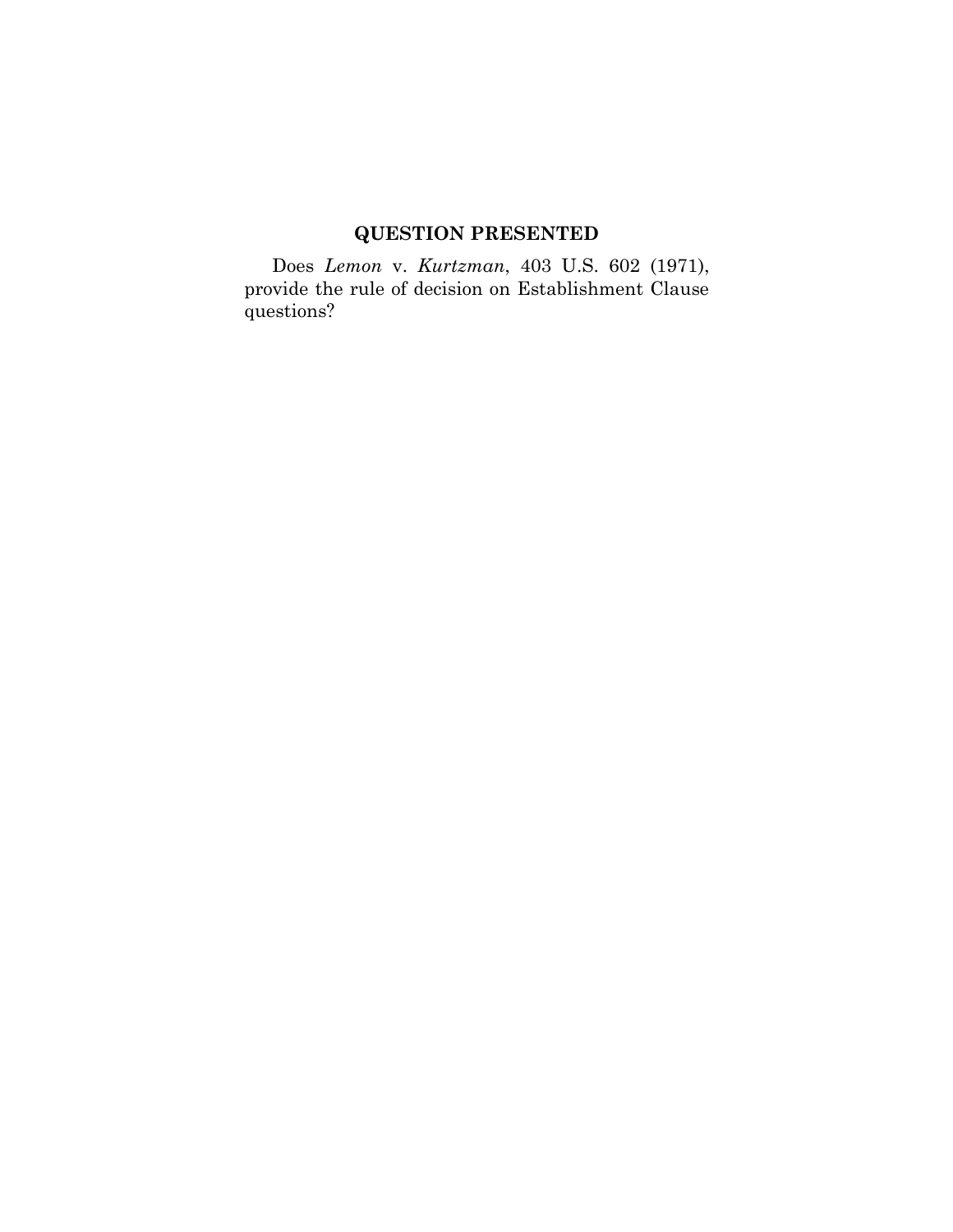## QUESTION PRESENTED

Does *Lemon* v. *Kurtzman*, 403 U.S. 602 (1971), provide the rule of decision on Establishment Clause questions?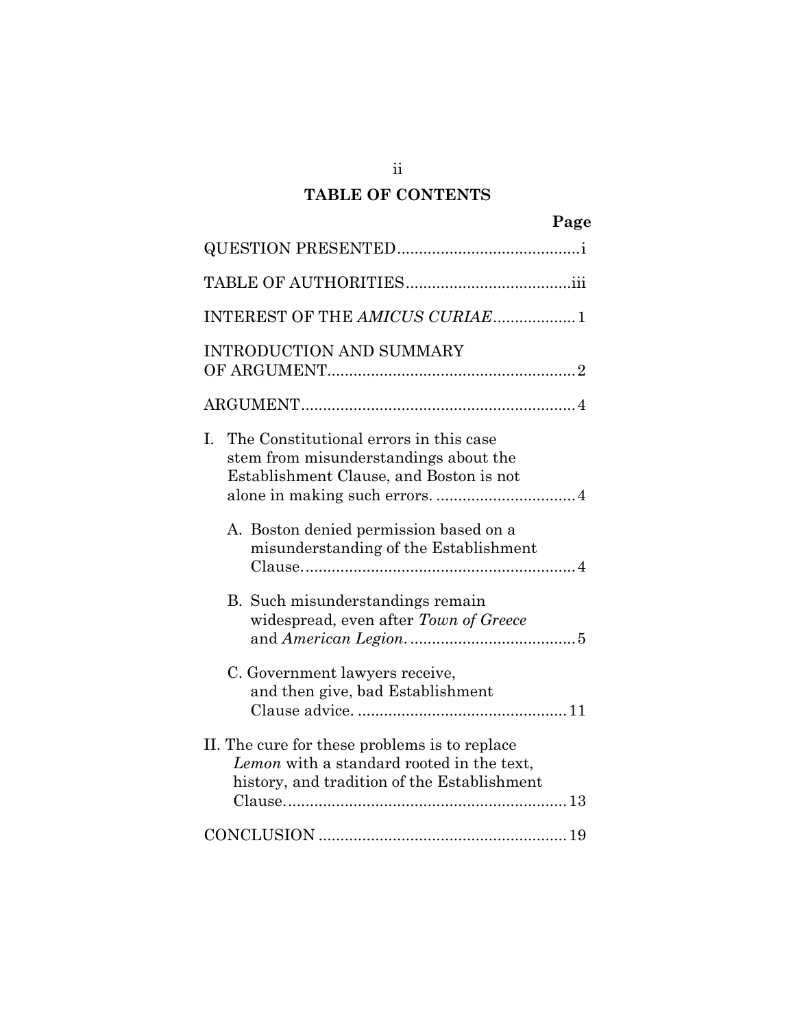# TABLE OF CONTENTS

| | Page |
|---|---|
| QUESTION PRESENTED | i |
| TABLE OF AUTHORITIES | iii |
| INTEREST OF THE *AMICUS CURIAE* | 1 |
| INTRODUCTION AND SUMMARY OF ARGUMENT | 2 |
| ARGUMENT | 4 |
| I. The Constitutional errors in this case stem from misunderstandings about the Establishment Clause, and Boston is not alone in making such errors. | 4 |
| A. Boston denied permission based on a misunderstanding of the Establishment Clause. | 4 |
| B. Such misunderstandings remain widespread, even after *Town of Greece* and *American Legion*. | 5 |
| C. Government lawyers receive, and then give, bad Establishment Clause advice. | 11 |
| II. The cure for these problems is to replace *Lemon* with a standard rooted in the text, history, and tradition of the Establishment Clause. | 13 |
| CONCLUSION | 19 |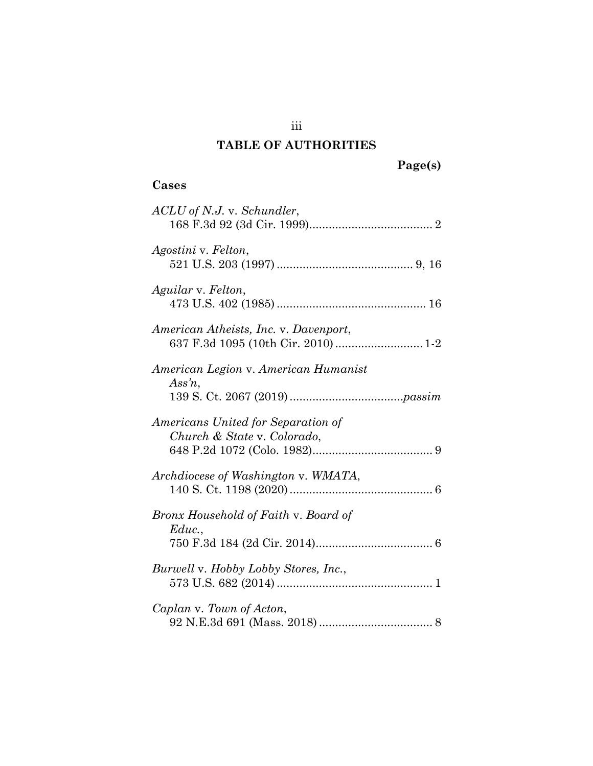# TABLE OF AUTHORITIES

**Page(s)**

## Cases

*ACLU of N.J.* v. *Schundler*,
168 F.3d 92 (3d Cir. 1999)...................................... 2

*Agostini* v. *Felton*,
521 U.S. 203 (1997) .......................................... 9, 16

*Aguilar* v. *Felton*,
473 U.S. 402 (1985) ............................................. 16

*American Atheists, Inc.* v. *Davenport*,
637 F.3d 1095 (10th Cir. 2010) ........................... 1-2

*American Legion* v. *American Humanist Ass'n*,
139 S. Ct. 2067 (2019) ..................................*passim*

*Americans United for Separation of Church & State* v. *Colorado*,
648 P.2d 1072 (Colo. 1982)..................................... 9

*Archdiocese of Washington* v. *WMATA*,
140 S. Ct. 1198 (2020) ............................................ 6

*Bronx Household of Faith* v. *Board of Educ.*,
750 F.3d 184 (2d Cir. 2014).................................... 6

*Burwell* v. *Hobby Lobby Stores, Inc.*,
573 U.S. 682 (2014) ................................................ 1

*Caplan* v. *Town of Acton*,
92 N.E.3d 691 (Mass. 2018) ................................... 8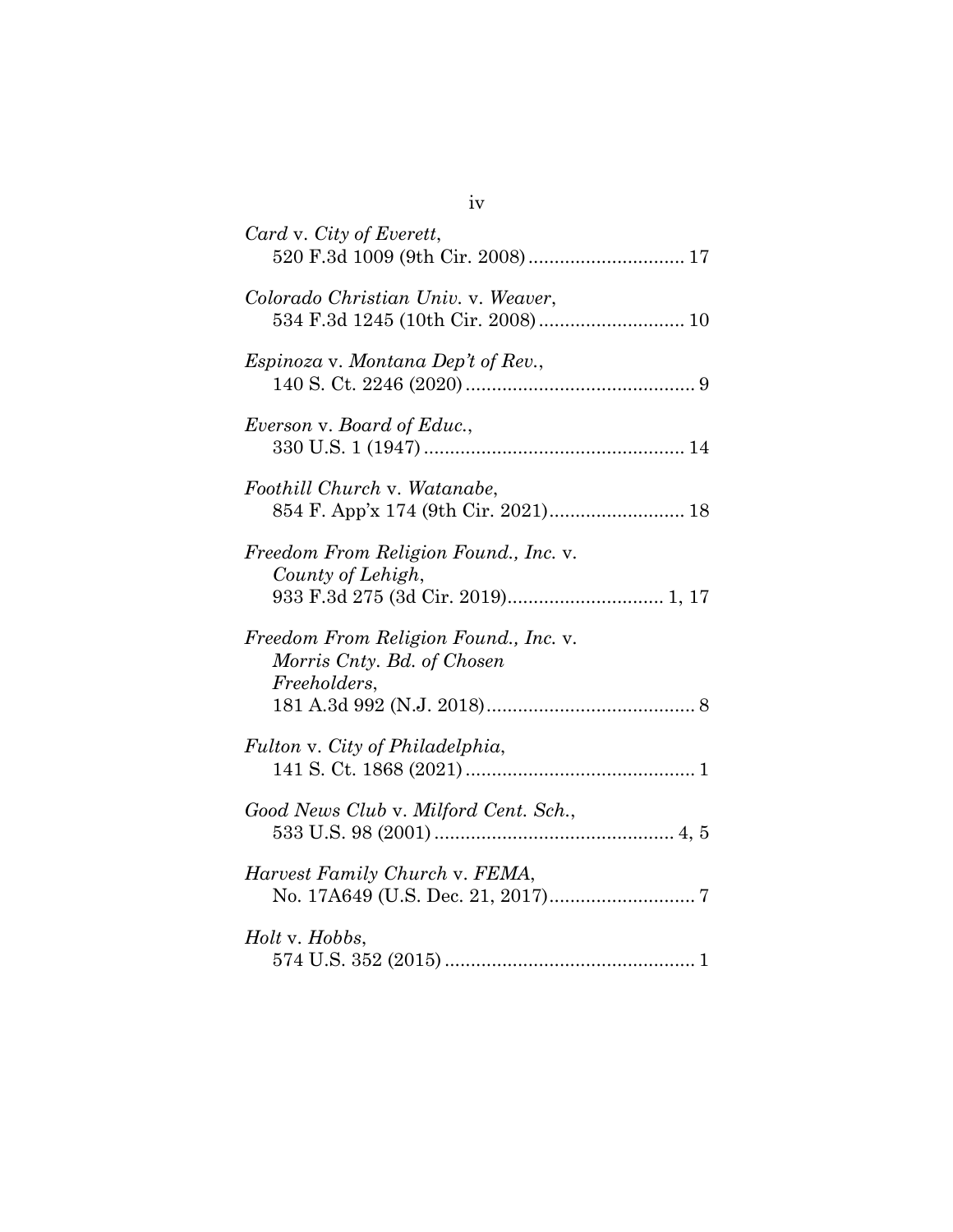*Card* v. *City of Everett*,
520 F.3d 1009 (9th Cir. 2008) .............................. 17

*Colorado Christian Univ.* v. *Weaver*,
534 F.3d 1245 (10th Cir. 2008) ............................ 10

*Espinoza* v. *Montana Dep't of Rev.*,
140 S. Ct. 2246 (2020) ............................................ 9

*Everson* v. *Board of Educ.*,
330 U.S. 1 (1947) .................................................. 14

*Foothill Church* v. *Watanabe*,
854 F. App'x 174 (9th Cir. 2021) .......................... 18

*Freedom From Religion Found., Inc.* v.
*County of Lehigh*,
933 F.3d 275 (3d Cir. 2019) .............................. 1, 17

*Freedom From Religion Found., Inc.* v.
*Morris Cnty. Bd. of Chosen*
*Freeholders*,
181 A.3d 992 (N.J. 2018) ........................................ 8

*Fulton* v. *City of Philadelphia*,
141 S. Ct. 1868 (2021) ............................................ 1

*Good News Club* v. *Milford Cent. Sch.*,
533 U.S. 98 (2001) .............................................. 4, 5

*Harvest Family Church* v. *FEMA*,
No. 17A649 (U.S. Dec. 21, 2017) ............................ 7

*Holt* v. *Hobbs*,
574 U.S. 352 (2015) ................................................ 1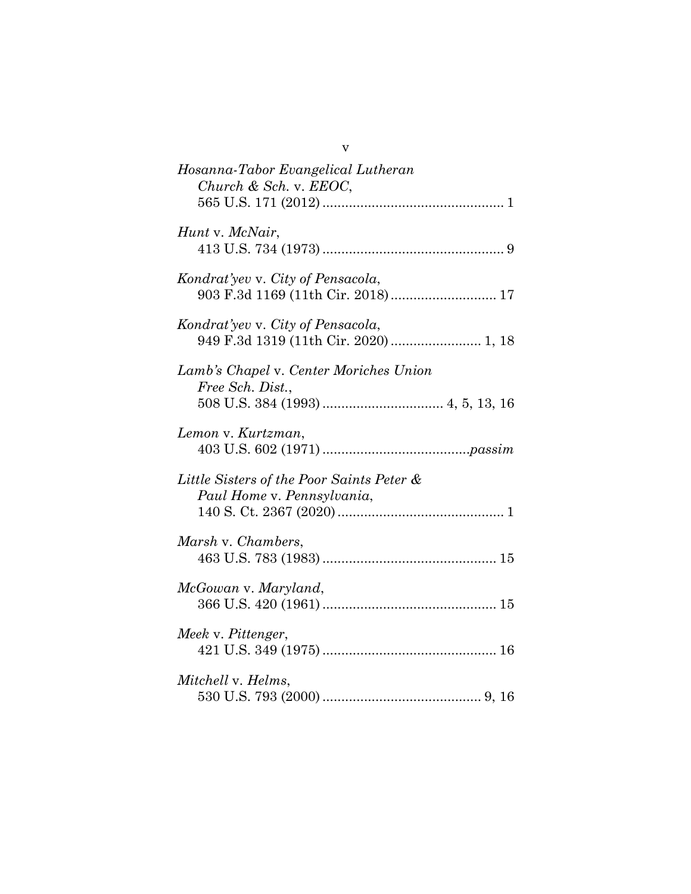*Hosanna-Tabor Evangelical Lutheran Church & Sch.* v. *EEOC*,
565 U.S. 171 (2012) ................................................ 1

*Hunt* v. *McNair*,
413 U.S. 734 (1973) ................................................ 9

*Kondrat'yev* v. *City of Pensacola*,
903 F.3d 1169 (11th Cir. 2018) ............................ 17

*Kondrat'yev* v. *City of Pensacola*,
949 F.3d 1319 (11th Cir. 2020) ........................ 1, 18

*Lamb's Chapel* v. *Center Moriches Union Free Sch. Dist.*,
508 U.S. 384 (1993) ................................ 4, 5, 13, 16

*Lemon* v. *Kurtzman*,
403 U.S. 602 (1971) .......................................*passim*

*Little Sisters of the Poor Saints Peter & Paul Home* v. *Pennsylvania*,
140 S. Ct. 2367 (2020) ............................................ 1

*Marsh* v. *Chambers*,
463 U.S. 783 (1983) .............................................. 15

*McGowan* v. *Maryland*,
366 U.S. 420 (1961) .............................................. 15

*Meek* v. *Pittenger*,
421 U.S. 349 (1975) .............................................. 16

*Mitchell* v. *Helms*,
530 U.S. 793 (2000) .......................................... 9, 16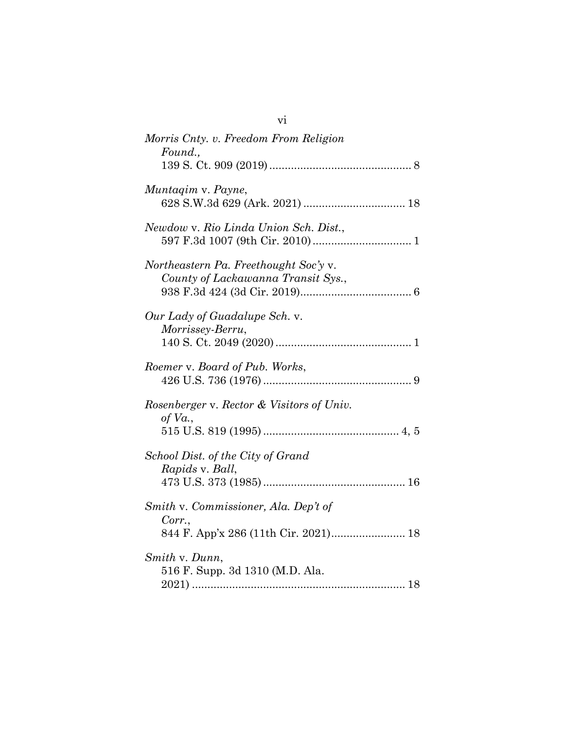*Morris Cnty. v. Freedom From Religion Found.*,
139 S. Ct. 909 (2019) ............................................ 8

*Muntaqim* v. *Payne*,
628 S.W.3d 629 (Ark. 2021) ................................ 18

*Newdow* v. *Rio Linda Union Sch. Dist.*,
597 F.3d 1007 (9th Cir. 2010) ............................... 1

*Northeastern Pa. Freethought Soc'y* v. *County of Lackawanna Transit Sys.*,
938 F.3d 424 (3d Cir. 2019) .................................. 6

*Our Lady of Guadalupe Sch.* v. *Morrissey-Berru*,
140 S. Ct. 2049 (2020) ........................................... 1

*Roemer* v. *Board of Pub. Works*,
426 U.S. 736 (1976) ............................................... 9

*Rosenberger* v. *Rector & Visitors of Univ. of Va.*,
515 U.S. 819 (1995) ........................................... 4, 5

*School Dist. of the City of Grand Rapids* v. *Ball*,
473 U.S. 373 (1985) ............................................. 16

*Smith* v. *Commissioner, Ala. Dep't of Corr.*,
844 F. App'x 286 (11th Cir. 2021) ....................... 18

*Smith* v. *Dunn*,
516 F. Supp. 3d 1310 (M.D. Ala. 2021) .................................................................... 18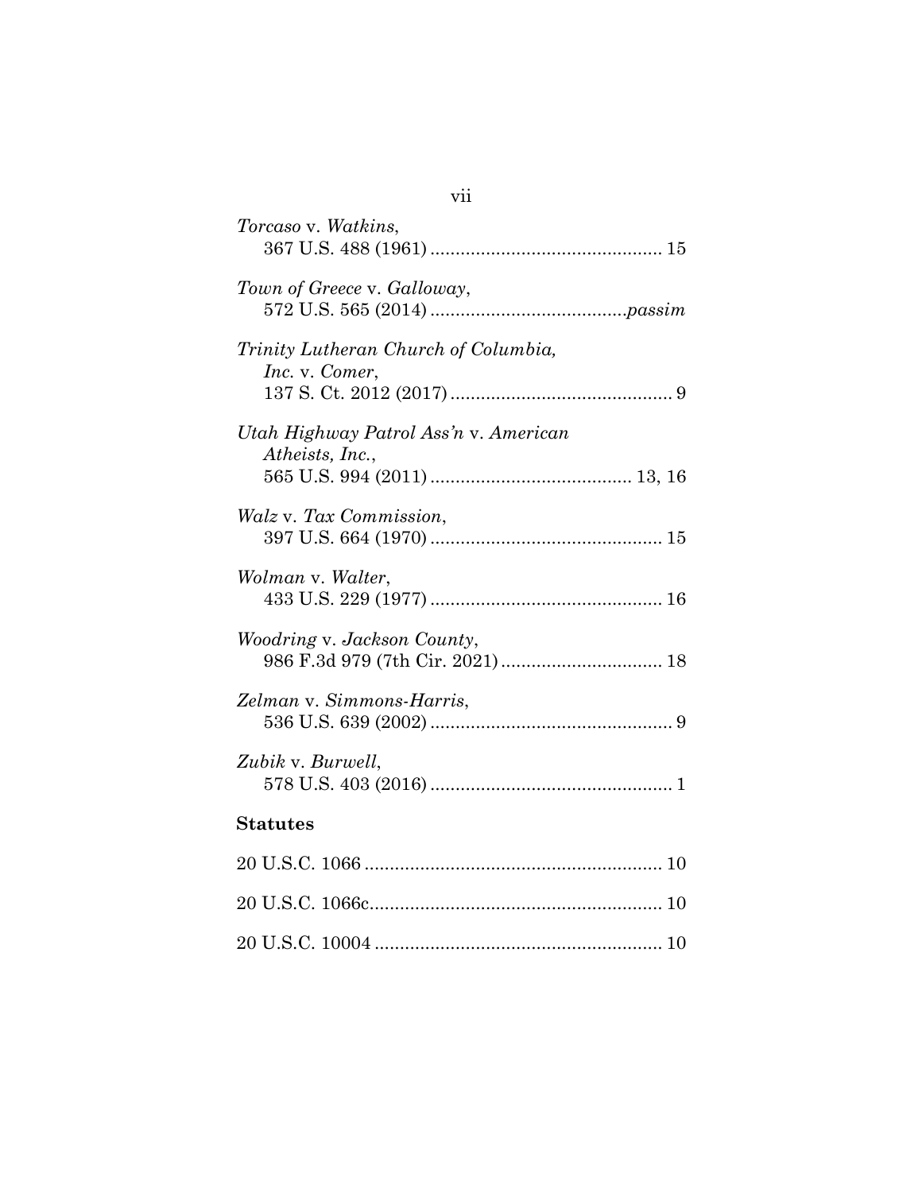*Torcaso* v. *Watkins*,
367 U.S. 488 (1961) .............................................. 15

*Town of Greece* v. *Galloway*,
572 U.S. 565 (2014) .......................................*passim*

*Trinity Lutheran Church of Columbia, Inc.* v. *Comer*,
137 S. Ct. 2012 (2017) ............................................ 9

*Utah Highway Patrol Ass'n* v. *American Atheists, Inc.*,
565 U.S. 994 (2011) ........................................ 13, 16

*Walz* v. *Tax Commission*,
397 U.S. 664 (1970) .............................................. 15

*Wolman* v. *Walter*,
433 U.S. 229 (1977) .............................................. 16

*Woodring* v. *Jackson County*,
986 F.3d 979 (7th Cir. 2021) ................................ 18

*Zelman* v. *Simmons-Harris*,
536 U.S. 639 (2002) ................................................ 9

*Zubik* v. *Burwell*,
578 U.S. 403 (2016) ................................................ 1

**Statutes**

20 U.S.C. 1066 ........................................................... 10

20 U.S.C. 1066c.......................................................... 10

20 U.S.C. 10004 ......................................................... 10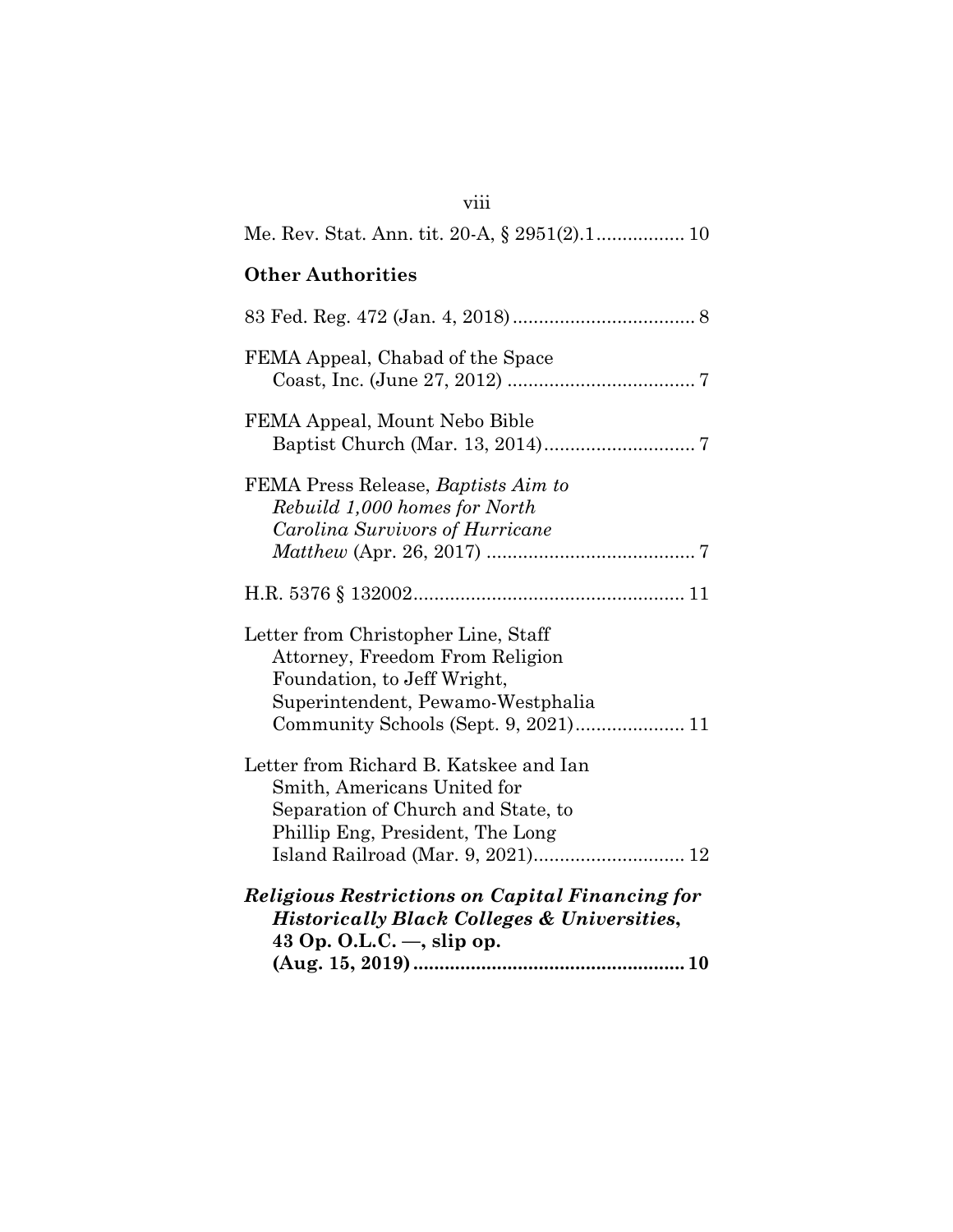Me. Rev. Stat. Ann. tit. 20-A, § 2951(2).1................. 10

**Other Authorities**

83 Fed. Reg. 472 (Jan. 4, 2018)................................... 8

FEMA Appeal, Chabad of the Space Coast, Inc. (June 27, 2012) .................................... 7

FEMA Appeal, Mount Nebo Bible Baptist Church (Mar. 13, 2014)............................. 7

FEMA Press Release, *Baptists Aim to Rebuild 1,000 homes for North Carolina Survivors of Hurricane Matthew* (Apr. 26, 2017) ........................................ 7

H.R. 5376 § 132002.................................................... 11

Letter from Christopher Line, Staff Attorney, Freedom From Religion Foundation, to Jeff Wright, Superintendent, Pewamo-Westphalia Community Schools (Sept. 9, 2021)..................... 11

Letter from Richard B. Katskee and Ian Smith, Americans United for Separation of Church and State, to Phillip Eng, President, The Long Island Railroad (Mar. 9, 2021)............................. 12

***Religious Restrictions on Capital Financing for Historically Black Colleges & Universities*, 43 Op. O.L.C. —, slip op. (Aug. 15, 2019).................................................... 10**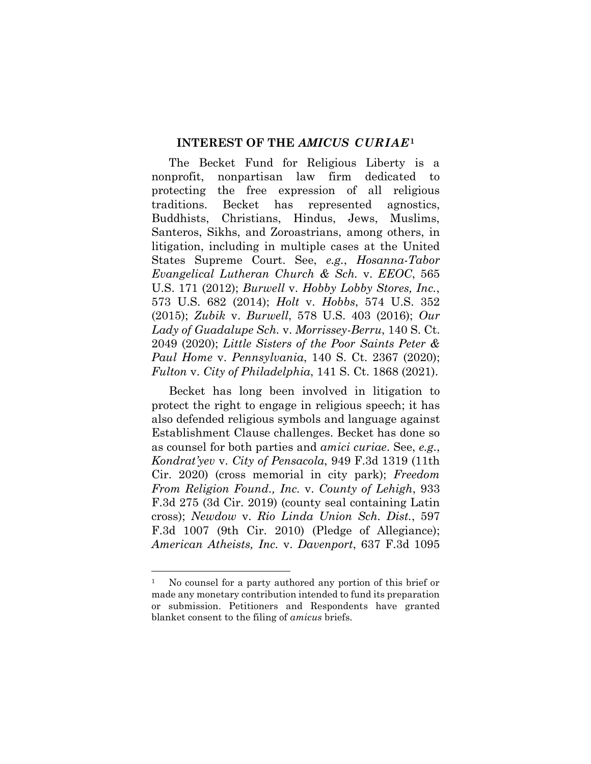## INTEREST OF THE *AMICUS CURIAE*[1]

The Becket Fund for Religious Liberty is a nonprofit, nonpartisan law firm dedicated to protecting the free expression of all religious traditions. Becket has represented agnostics, Buddhists, Christians, Hindus, Jews, Muslims, Santeros, Sikhs, and Zoroastrians, among others, in litigation, including in multiple cases at the United States Supreme Court. See, *e.g.*, *Hosanna-Tabor Evangelical Lutheran Church & Sch.* v. *EEOC*, 565 U.S. 171 (2012); *Burwell* v. *Hobby Lobby Stores, Inc.*, 573 U.S. 682 (2014); *Holt* v. *Hobbs*, 574 U.S. 352 (2015); *Zubik* v. *Burwell*, 578 U.S. 403 (2016); *Our Lady of Guadalupe Sch.* v. *Morrissey-Berru*, 140 S. Ct. 2049 (2020); *Little Sisters of the Poor Saints Peter & Paul Home* v. *Pennsylvania*, 140 S. Ct. 2367 (2020); *Fulton* v. *City of Philadelphia*, 141 S. Ct. 1868 (2021).

Becket has long been involved in litigation to protect the right to engage in religious speech; it has also defended religious symbols and language against Establishment Clause challenges. Becket has done so as counsel for both parties and *amici curiae*. See, *e.g.*, *Kondrat'yev* v. *City of Pensacola*, 949 F.3d 1319 (11th Cir. 2020) (cross memorial in city park); *Freedom From Religion Found., Inc.* v. *County of Lehigh*, 933 F.3d 275 (3d Cir. 2019) (county seal containing Latin cross); *Newdow* v. *Rio Linda Union Sch. Dist.*, 597 F.3d 1007 (9th Cir. 2010) (Pledge of Allegiance); *American Atheists, Inc.* v. *Davenport*, 637 F.3d 1095

---

[1] No counsel for a party authored any portion of this brief or made any monetary contribution intended to fund its preparation or submission. Petitioners and Respondents have granted blanket consent to the filing of *amicus* briefs.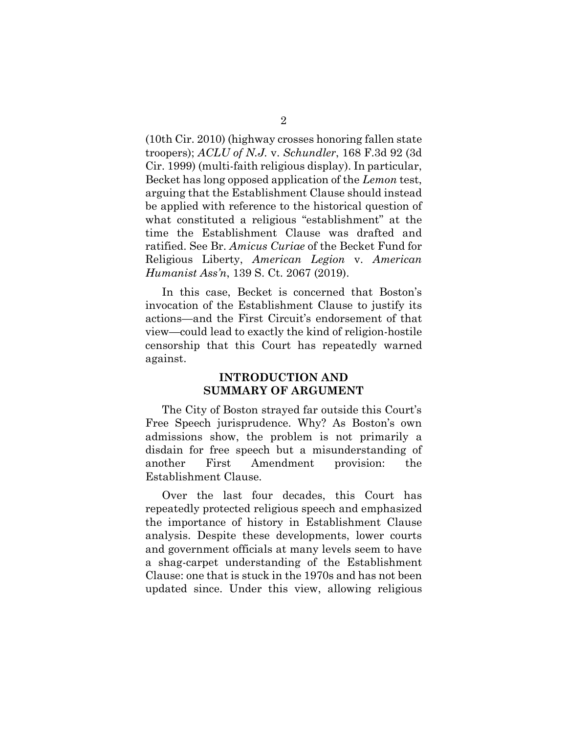(10th Cir. 2010) (highway crosses honoring fallen state troopers); *ACLU of N.J.* v. *Schundler*, 168 F.3d 92 (3d Cir. 1999) (multi-faith religious display). In particular, Becket has long opposed application of the *Lemon* test, arguing that the Establishment Clause should instead be applied with reference to the historical question of what constituted a religious "establishment" at the time the Establishment Clause was drafted and ratified. See Br. *Amicus Curiae* of the Becket Fund for Religious Liberty, *American Legion* v. *American Humanist Ass'n*, 139 S. Ct. 2067 (2019).

In this case, Becket is concerned that Boston's invocation of the Establishment Clause to justify its actions—and the First Circuit's endorsement of that view—could lead to exactly the kind of religion-hostile censorship that this Court has repeatedly warned against.

## INTRODUCTION AND SUMMARY OF ARGUMENT

The City of Boston strayed far outside this Court's Free Speech jurisprudence. Why? As Boston's own admissions show, the problem is not primarily a disdain for free speech but a misunderstanding of another First Amendment provision: the Establishment Clause.

Over the last four decades, this Court has repeatedly protected religious speech and emphasized the importance of history in Establishment Clause analysis. Despite these developments, lower courts and government officials at many levels seem to have a shag-carpet understanding of the Establishment Clause: one that is stuck in the 1970s and has not been updated since. Under this view, allowing religious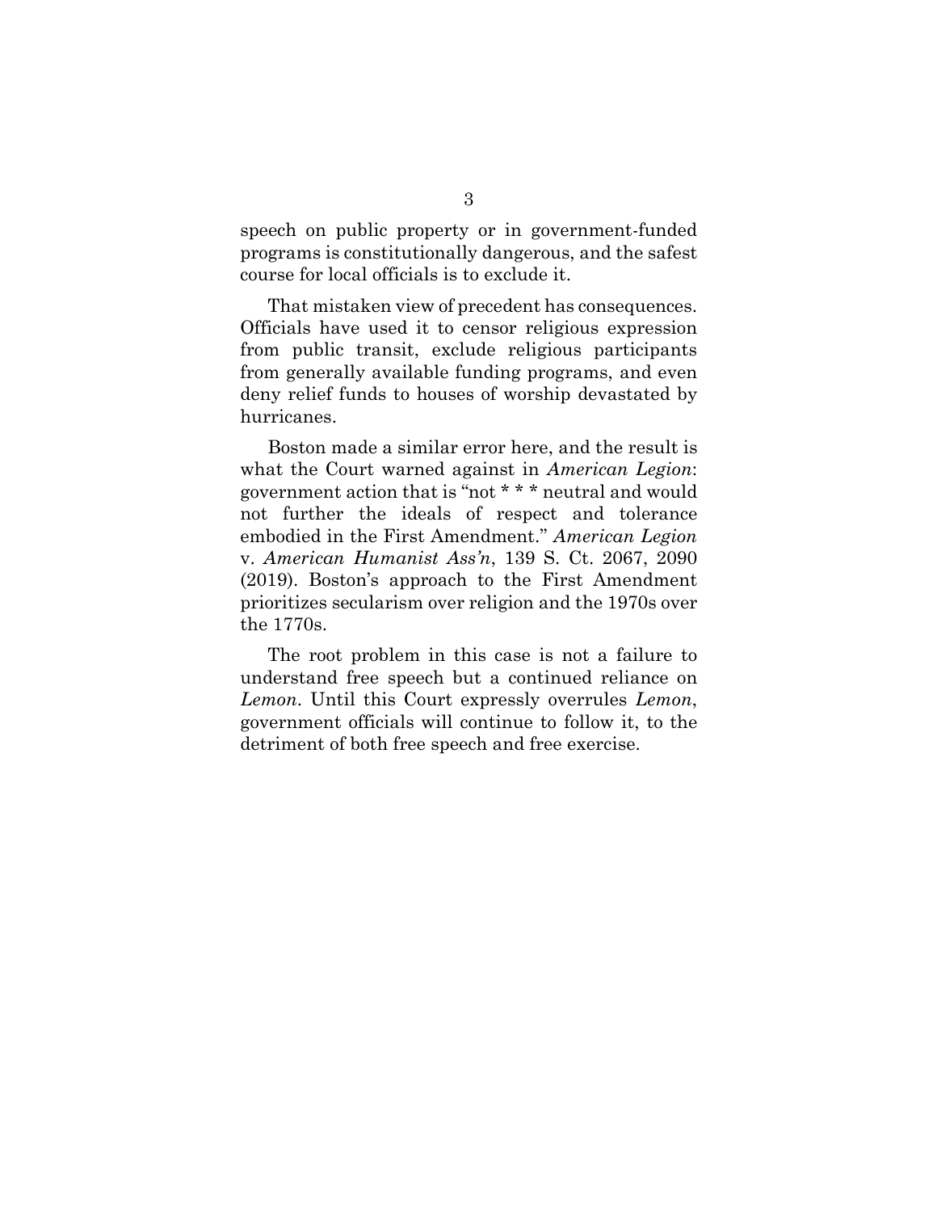speech on public property or in government-funded programs is constitutionally dangerous, and the safest course for local officials is to exclude it.

That mistaken view of precedent has consequences. Officials have used it to censor religious expression from public transit, exclude religious participants from generally available funding programs, and even deny relief funds to houses of worship devastated by hurricanes.

Boston made a similar error here, and the result is what the Court warned against in *American Legion*: government action that is "not * * * neutral and would not further the ideals of respect and tolerance embodied in the First Amendment." *American Legion* v. *American Humanist Ass'n*, 139 S. Ct. 2067, 2090 (2019). Boston's approach to the First Amendment prioritizes secularism over religion and the 1970s over the 1770s.

The root problem in this case is not a failure to understand free speech but a continued reliance on *Lemon*. Until this Court expressly overrules *Lemon*, government officials will continue to follow it, to the detriment of both free speech and free exercise.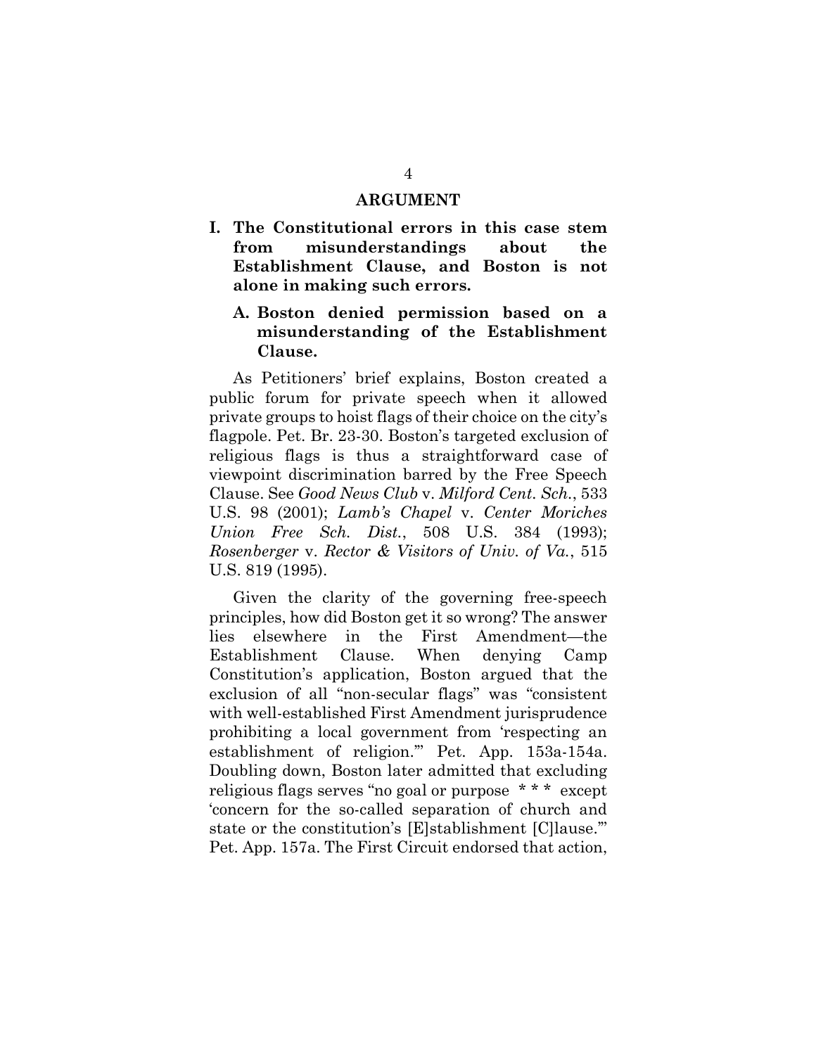# ARGUMENT

## I. The Constitutional errors in this case stem from misunderstandings about the Establishment Clause, and Boston is not alone in making such errors.

### A. Boston denied permission based on a misunderstanding of the Establishment Clause.

As Petitioners' brief explains, Boston created a public forum for private speech when it allowed private groups to hoist flags of their choice on the city's flagpole. Pet. Br. 23-30. Boston's targeted exclusion of religious flags is thus a straightforward case of viewpoint discrimination barred by the Free Speech Clause. See *Good News Club* v. *Milford Cent. Sch.*, 533 U.S. 98 (2001); *Lamb's Chapel* v. *Center Moriches Union Free Sch. Dist.*, 508 U.S. 384 (1993); *Rosenberger* v. *Rector & Visitors of Univ. of Va.*, 515 U.S. 819 (1995).

Given the clarity of the governing free-speech principles, how did Boston get it so wrong? The answer lies elsewhere in the First Amendment—the Establishment Clause. When denying Camp Constitution's application, Boston argued that the exclusion of all "non-secular flags" was "consistent with well-established First Amendment jurisprudence prohibiting a local government from 'respecting an establishment of religion.'" Pet. App. 153a-154a. Doubling down, Boston later admitted that excluding religious flags serves "no goal or purpose * * * except 'concern for the so-called separation of church and state or the constitution's [E]stablishment [C]lause.'" Pet. App. 157a. The First Circuit endorsed that action,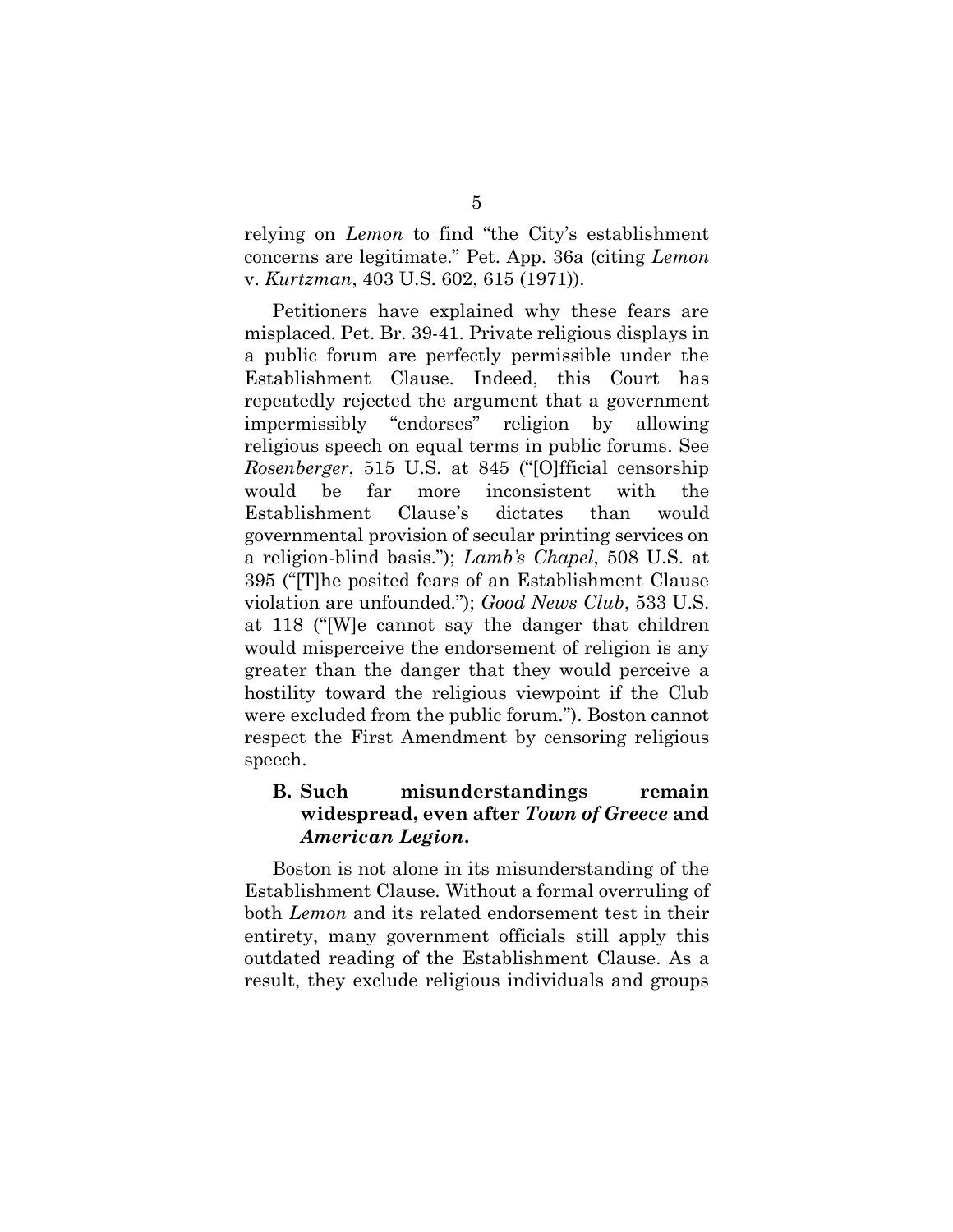relying on *Lemon* to find "the City's establishment concerns are legitimate." Pet. App. 36a (citing *Lemon* v. *Kurtzman*, 403 U.S. 602, 615 (1971)).

Petitioners have explained why these fears are misplaced. Pet. Br. 39-41. Private religious displays in a public forum are perfectly permissible under the Establishment Clause. Indeed, this Court has repeatedly rejected the argument that a government impermissibly "endorses" religion by allowing religious speech on equal terms in public forums. See *Rosenberger*, 515 U.S. at 845 ("[O]fficial censorship would be far more inconsistent with the Establishment Clause's dictates than would governmental provision of secular printing services on a religion-blind basis."); *Lamb's Chapel*, 508 U.S. at 395 ("[T]he posited fears of an Establishment Clause violation are unfounded."); *Good News Club*, 533 U.S. at 118 ("[W]e cannot say the danger that children would misperceive the endorsement of religion is any greater than the danger that they would perceive a hostility toward the religious viewpoint if the Club were excluded from the public forum."). Boston cannot respect the First Amendment by censoring religious speech.

### B. Such misunderstandings remain widespread, even after *Town of Greece* and *American Legion*.

Boston is not alone in its misunderstanding of the Establishment Clause. Without a formal overruling of both *Lemon* and its related endorsement test in their entirety, many government officials still apply this outdated reading of the Establishment Clause. As a result, they exclude religious individuals and groups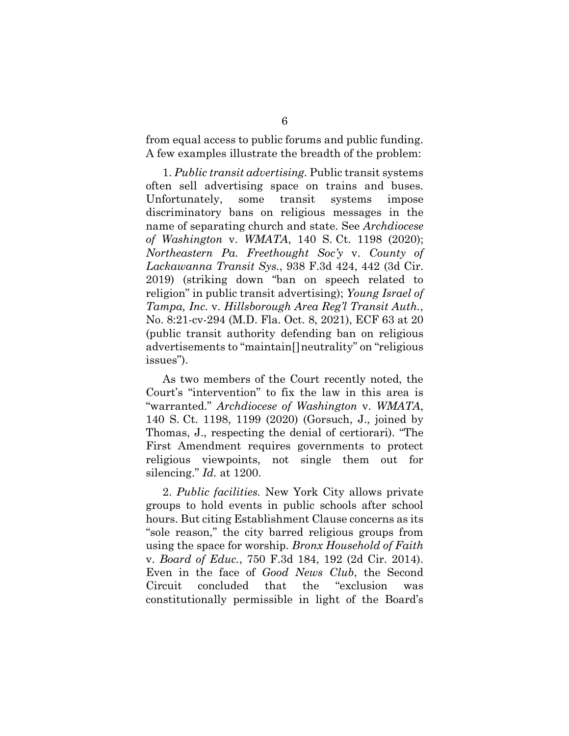from equal access to public forums and public funding. A few examples illustrate the breadth of the problem:

1. *Public transit advertising.* Public transit systems often sell advertising space on trains and buses. Unfortunately, some transit systems impose discriminatory bans on religious messages in the name of separating church and state. See *Archdiocese of Washington* v. *WMATA*, 140 S. Ct. 1198 (2020); *Northeastern Pa. Freethought Soc'y* v. *County of Lackawanna Transit Sys.*, 938 F.3d 424, 442 (3d Cir. 2019) (striking down "ban on speech related to religion" in public transit advertising); *Young Israel of Tampa, Inc.* v. *Hillsborough Area Reg'l Transit Auth.*, No. 8:21-cv-294 (M.D. Fla. Oct. 8, 2021), ECF 63 at 20 (public transit authority defending ban on religious advertisements to "maintain[] neutrality" on "religious issues").

As two members of the Court recently noted, the Court's "intervention" to fix the law in this area is "warranted." *Archdiocese of Washington* v. *WMATA*, 140 S. Ct. 1198, 1199 (2020) (Gorsuch, J., joined by Thomas, J., respecting the denial of certiorari). "The First Amendment requires governments to protect religious viewpoints, not single them out for silencing." *Id.* at 1200.

2. *Public facilities.* New York City allows private groups to hold events in public schools after school hours. But citing Establishment Clause concerns as its "sole reason," the city barred religious groups from using the space for worship. *Bronx Household of Faith* v. *Board of Educ.*, 750 F.3d 184, 192 (2d Cir. 2014). Even in the face of *Good News Club*, the Second Circuit concluded that the "exclusion was constitutionally permissible in light of the Board's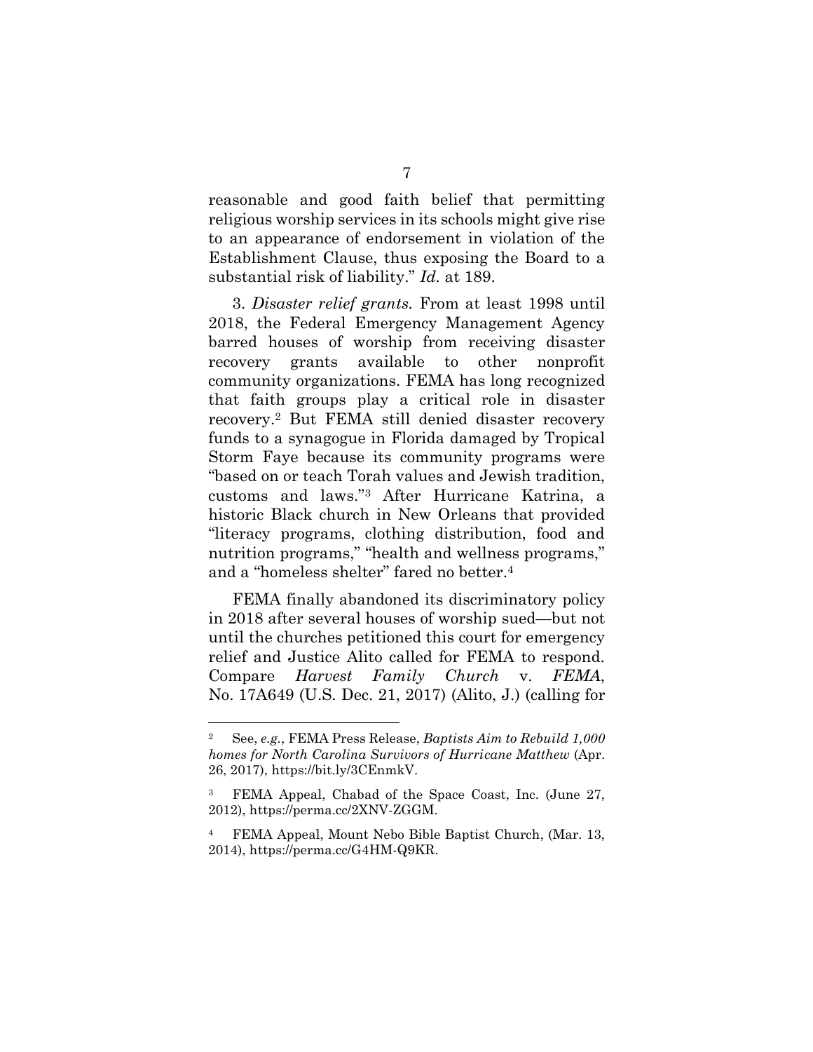reasonable and good faith belief that permitting religious worship services in its schools might give rise to an appearance of endorsement in violation of the Establishment Clause, thus exposing the Board to a substantial risk of liability." *Id.* at 189.

3. *Disaster relief grants.* From at least 1998 until 2018, the Federal Emergency Management Agency barred houses of worship from receiving disaster recovery grants available to other nonprofit community organizations. FEMA has long recognized that faith groups play a critical role in disaster recovery.[2] But FEMA still denied disaster recovery funds to a synagogue in Florida damaged by Tropical Storm Faye because its community programs were "based on or teach Torah values and Jewish tradition, customs and laws."[3] After Hurricane Katrina, a historic Black church in New Orleans that provided "literacy programs, clothing distribution, food and nutrition programs," "health and wellness programs," and a "homeless shelter" fared no better.[4]

FEMA finally abandoned its discriminatory policy in 2018 after several houses of worship sued—but not until the churches petitioned this court for emergency relief and Justice Alito called for FEMA to respond. Compare *Harvest Family Church* v. *FEMA*, No. 17A649 (U.S. Dec. 21, 2017) (Alito, J.) (calling for

---

[2] See, *e.g.*, FEMA Press Release, *Baptists Aim to Rebuild 1,000 homes for North Carolina Survivors of Hurricane Matthew* (Apr. 26, 2017), https://bit.ly/3CEnmkV.

[3] FEMA Appeal, Chabad of the Space Coast, Inc. (June 27, 2012), https://perma.cc/2XNV-ZGGM.

[4] FEMA Appeal, Mount Nebo Bible Baptist Church, (Mar. 13, 2014), https://perma.cc/G4HM-Q9KR.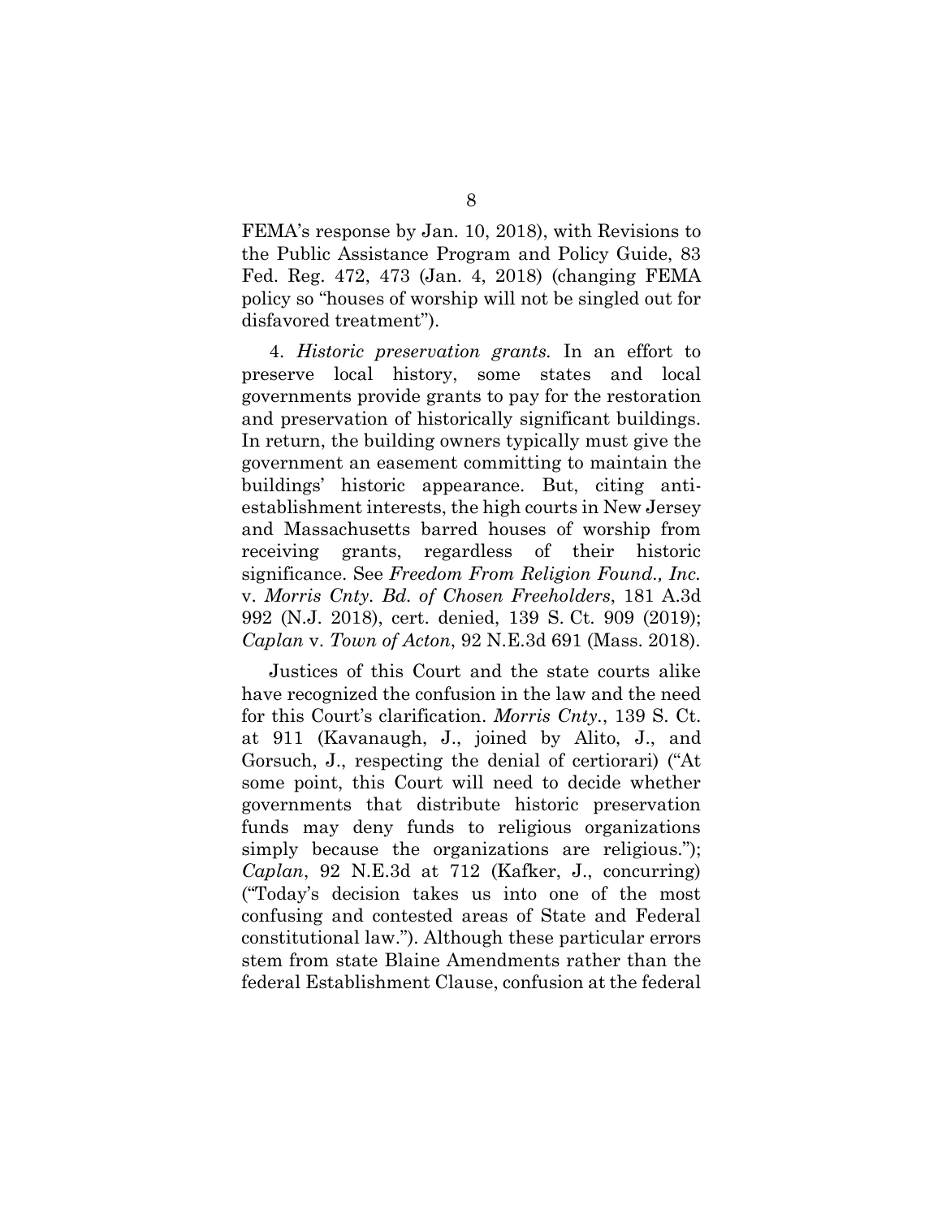FEMA's response by Jan. 10, 2018), with Revisions to the Public Assistance Program and Policy Guide, 83 Fed. Reg. 472, 473 (Jan. 4, 2018) (changing FEMA policy so "houses of worship will not be singled out for disfavored treatment").

4. *Historic preservation grants.* In an effort to preserve local history, some states and local governments provide grants to pay for the restoration and preservation of historically significant buildings. In return, the building owners typically must give the government an easement committing to maintain the buildings' historic appearance. But, citing anti-establishment interests, the high courts in New Jersey and Massachusetts barred houses of worship from receiving grants, regardless of their historic significance. See *Freedom From Religion Found., Inc.* v. *Morris Cnty. Bd. of Chosen Freeholders*, 181 A.3d 992 (N.J. 2018), cert. denied, 139 S. Ct. 909 (2019); *Caplan* v. *Town of Acton*, 92 N.E.3d 691 (Mass. 2018).

Justices of this Court and the state courts alike have recognized the confusion in the law and the need for this Court's clarification. *Morris Cnty.*, 139 S. Ct. at 911 (Kavanaugh, J., joined by Alito, J., and Gorsuch, J., respecting the denial of certiorari) ("At some point, this Court will need to decide whether governments that distribute historic preservation funds may deny funds to religious organizations simply because the organizations are religious."); *Caplan*, 92 N.E.3d at 712 (Kafker, J., concurring) ("Today's decision takes us into one of the most confusing and contested areas of State and Federal constitutional law."). Although these particular errors stem from state Blaine Amendments rather than the federal Establishment Clause, confusion at the federal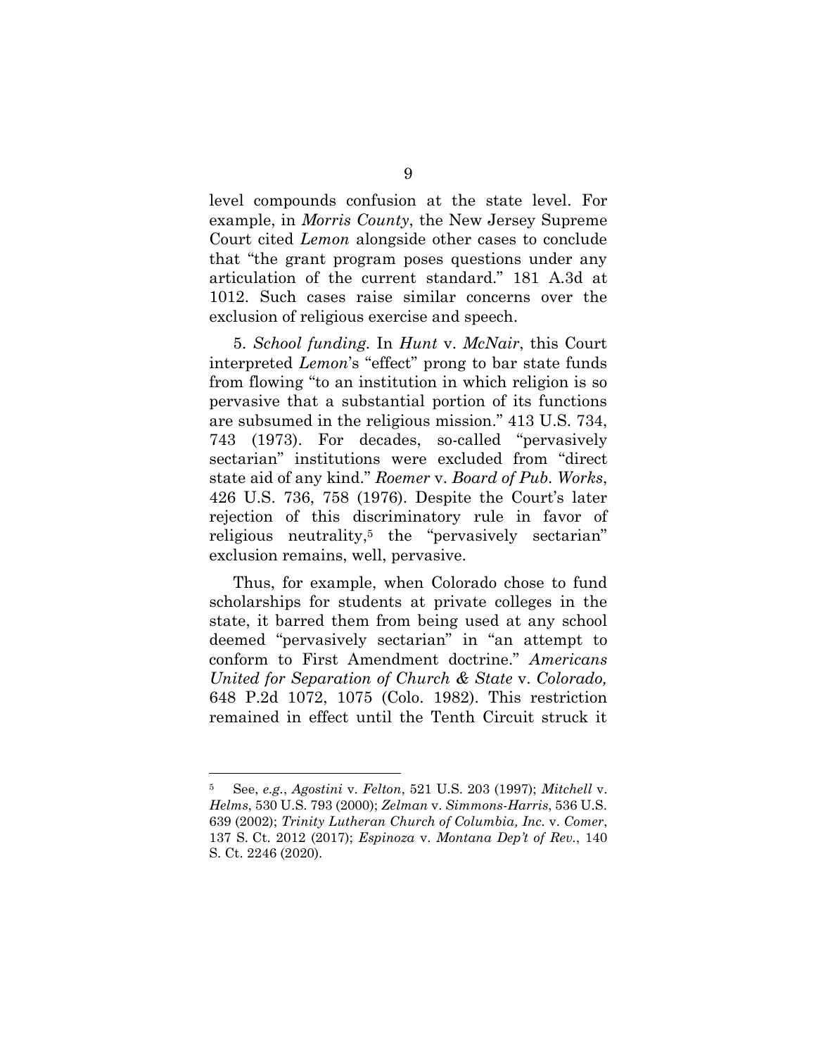level compounds confusion at the state level. For example, in *Morris County*, the New Jersey Supreme Court cited *Lemon* alongside other cases to conclude that "the grant program poses questions under any articulation of the current standard." 181 A.3d at 1012. Such cases raise similar concerns over the exclusion of religious exercise and speech.

5. *School funding.* In *Hunt* v. *McNair*, this Court interpreted *Lemon*'s "effect" prong to bar state funds from flowing "to an institution in which religion is so pervasive that a substantial portion of its functions are subsumed in the religious mission." 413 U.S. 734, 743 (1973). For decades, so-called "pervasively sectarian" institutions were excluded from "direct state aid of any kind." *Roemer* v. *Board of Pub. Works*, 426 U.S. 736, 758 (1976). Despite the Court's later rejection of this discriminatory rule in favor of religious neutrality,[5] the "pervasively sectarian" exclusion remains, well, pervasive.

Thus, for example, when Colorado chose to fund scholarships for students at private colleges in the state, it barred them from being used at any school deemed "pervasively sectarian" in "an attempt to conform to First Amendment doctrine." *Americans United for Separation of Church & State* v. *Colorado,* 648 P.2d 1072, 1075 (Colo. 1982). This restriction remained in effect until the Tenth Circuit struck it

---

[5] See, *e.g.*, *Agostini* v. *Felton*, 521 U.S. 203 (1997); *Mitchell* v. *Helms*, 530 U.S. 793 (2000); *Zelman* v. *Simmons-Harris*, 536 U.S. 639 (2002); *Trinity Lutheran Church of Columbia, Inc.* v. *Comer*, 137 S. Ct. 2012 (2017); *Espinoza* v. *Montana Dep't of Rev.*, 140 S. Ct. 2246 (2020).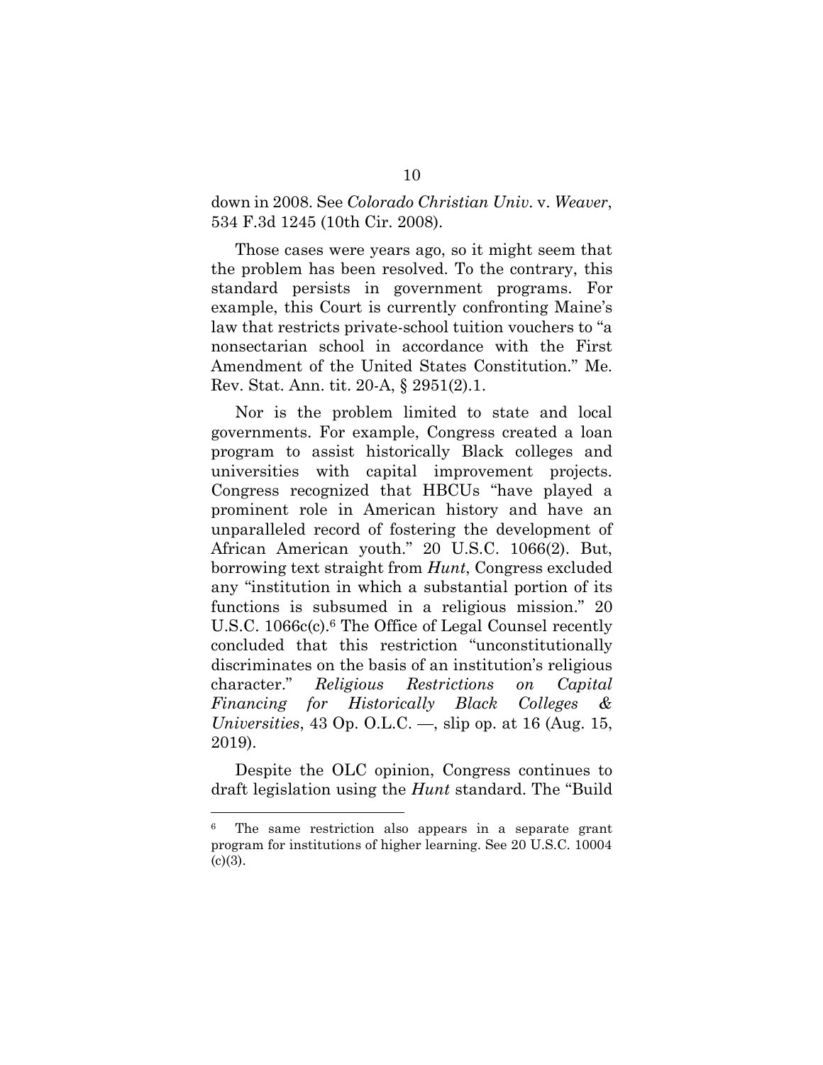down in 2008. See *Colorado Christian Univ.* v. *Weaver*, 534 F.3d 1245 (10th Cir. 2008).

Those cases were years ago, so it might seem that the problem has been resolved. To the contrary, this standard persists in government programs. For example, this Court is currently confronting Maine's law that restricts private-school tuition vouchers to "a nonsectarian school in accordance with the First Amendment of the United States Constitution." Me. Rev. Stat. Ann. tit. 20-A, § 2951(2).1.

Nor is the problem limited to state and local governments. For example, Congress created a loan program to assist historically Black colleges and universities with capital improvement projects. Congress recognized that HBCUs "have played a prominent role in American history and have an unparalleled record of fostering the development of African American youth." 20 U.S.C. 1066(2). But, borrowing text straight from *Hunt*, Congress excluded any "institution in which a substantial portion of its functions is subsumed in a religious mission." 20 U.S.C. 1066c(c).[6] The Office of Legal Counsel recently concluded that this restriction "unconstitutionally discriminates on the basis of an institution's religious character." *Religious Restrictions on Capital Financing for Historically Black Colleges & Universities*, 43 Op. O.L.C. —, slip op. at 16 (Aug. 15, 2019).

Despite the OLC opinion, Congress continues to draft legislation using the *Hunt* standard. The "Build

---

[6] The same restriction also appears in a separate grant program for institutions of higher learning. See 20 U.S.C. 10004 (c)(3).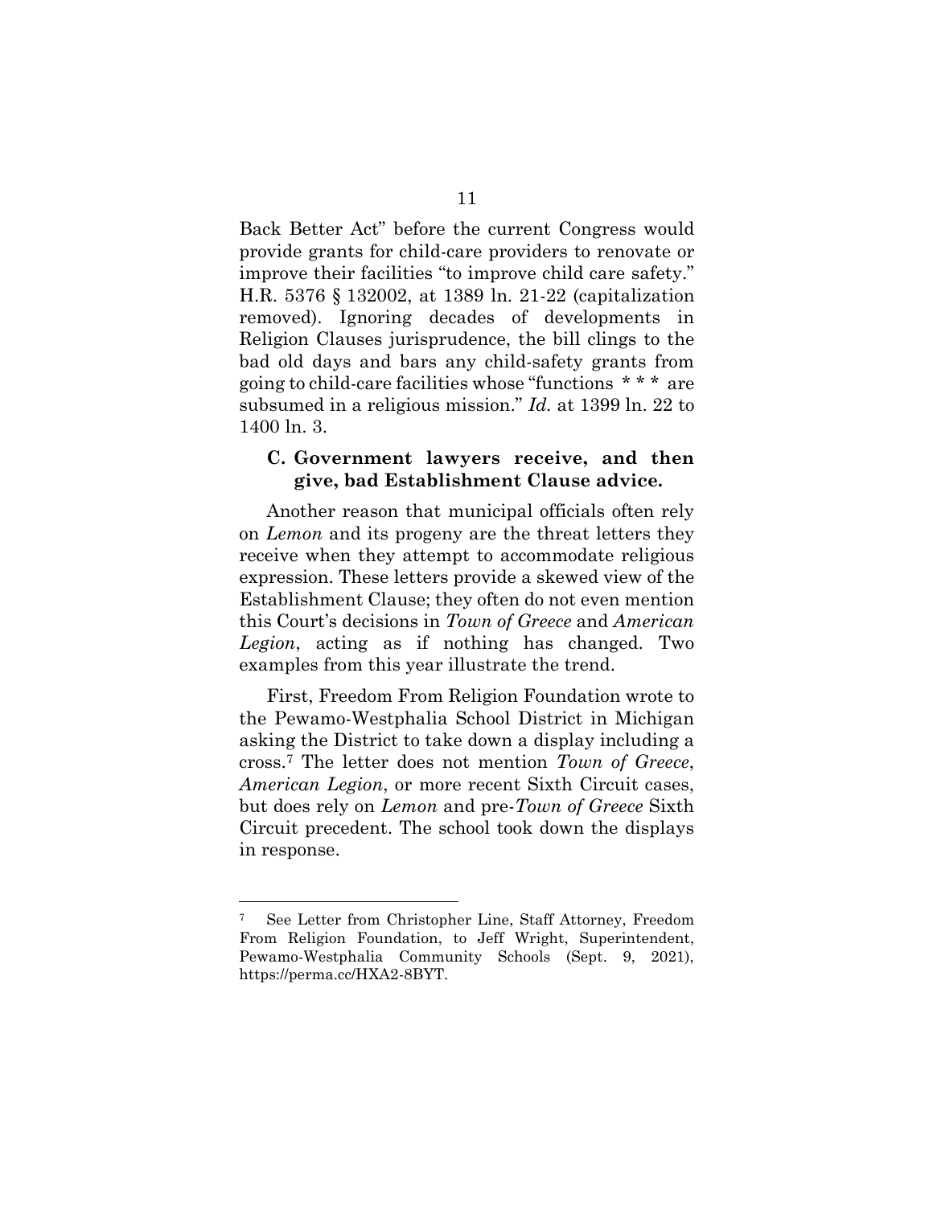Back Better Act" before the current Congress would provide grants for child-care providers to renovate or improve their facilities "to improve child care safety." H.R. 5376 § 132002, at 1389 ln. 21-22 (capitalization removed). Ignoring decades of developments in Religion Clauses jurisprudence, the bill clings to the bad old days and bars any child-safety grants from going to child-care facilities whose "functions * * * are subsumed in a religious mission." *Id.* at 1399 ln. 22 to 1400 ln. 3.

### C. Government lawyers receive, and then give, bad Establishment Clause advice.

Another reason that municipal officials often rely on *Lemon* and its progeny are the threat letters they receive when they attempt to accommodate religious expression. These letters provide a skewed view of the Establishment Clause; they often do not even mention this Court's decisions in *Town of Greece* and *American Legion*, acting as if nothing has changed. Two examples from this year illustrate the trend.

First, Freedom From Religion Foundation wrote to the Pewamo-Westphalia School District in Michigan asking the District to take down a display including a cross.[7] The letter does not mention *Town of Greece*, *American Legion*, or more recent Sixth Circuit cases, but does rely on *Lemon* and pre-*Town of Greece* Sixth Circuit precedent. The school took down the displays in response.

---

[7] See Letter from Christopher Line, Staff Attorney, Freedom From Religion Foundation, to Jeff Wright, Superintendent, Pewamo-Westphalia Community Schools (Sept. 9, 2021), https://perma.cc/HXA2-8BYT.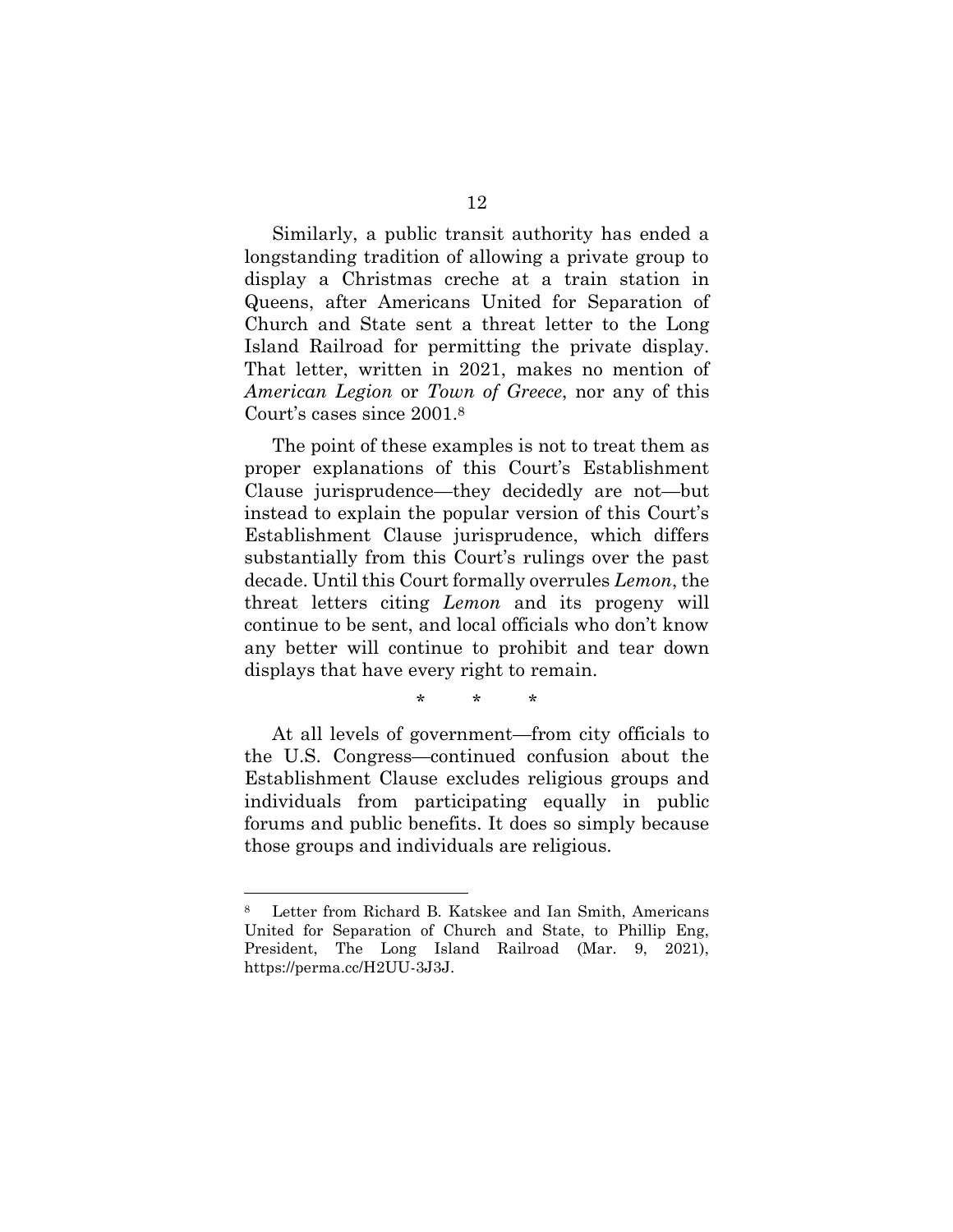Similarly, a public transit authority has ended a longstanding tradition of allowing a private group to display a Christmas creche at a train station in Queens, after Americans United for Separation of Church and State sent a threat letter to the Long Island Railroad for permitting the private display. That letter, written in 2021, makes no mention of *American Legion* or *Town of Greece*, nor any of this Court's cases since 2001.[8]

The point of these examples is not to treat them as proper explanations of this Court's Establishment Clause jurisprudence—they decidedly are not—but instead to explain the popular version of this Court's Establishment Clause jurisprudence, which differs substantially from this Court's rulings over the past decade. Until this Court formally overrules *Lemon*, the threat letters citing *Lemon* and its progeny will continue to be sent, and local officials who don't know any better will continue to prohibit and tear down displays that have every right to remain.

\*  \*  \*

At all levels of government—from city officials to the U.S. Congress—continued confusion about the Establishment Clause excludes religious groups and individuals from participating equally in public forums and public benefits. It does so simply because those groups and individuals are religious.

---

[8] Letter from Richard B. Katskee and Ian Smith, Americans United for Separation of Church and State, to Phillip Eng, President, The Long Island Railroad (Mar. 9, 2021), https://perma.cc/H2UU-3J3J.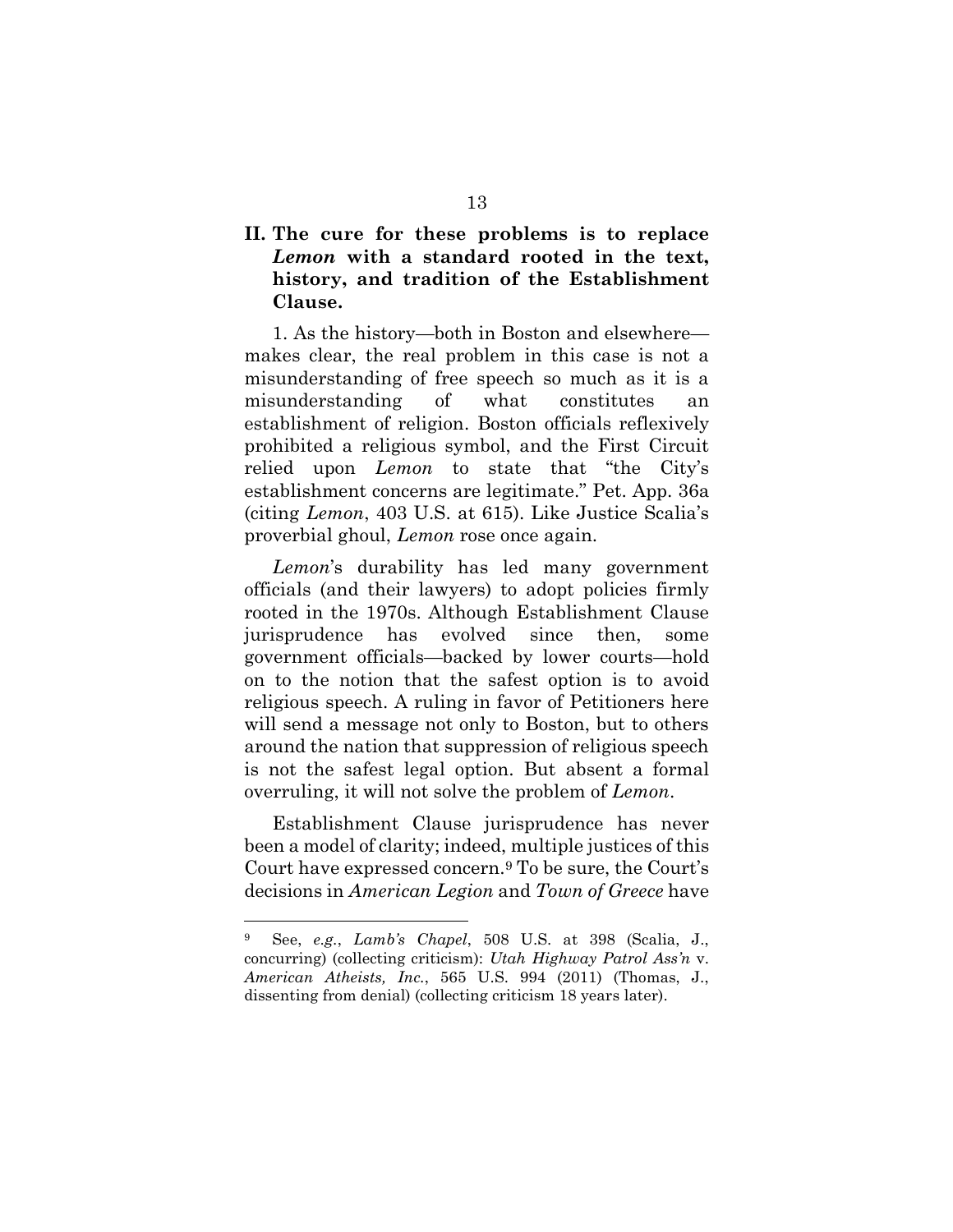## II. The cure for these problems is to replace *Lemon* with a standard rooted in the text, history, and tradition of the Establishment Clause.

1. As the history—both in Boston and elsewhere—makes clear, the real problem in this case is not a misunderstanding of free speech so much as it is a misunderstanding of what constitutes an establishment of religion. Boston officials reflexively prohibited a religious symbol, and the First Circuit relied upon *Lemon* to state that "the City's establishment concerns are legitimate." Pet. App. 36a (citing *Lemon*, 403 U.S. at 615). Like Justice Scalia's proverbial ghoul, *Lemon* rose once again.

*Lemon*'s durability has led many government officials (and their lawyers) to adopt policies firmly rooted in the 1970s. Although Establishment Clause jurisprudence has evolved since then, some government officials—backed by lower courts—hold on to the notion that the safest option is to avoid religious speech. A ruling in favor of Petitioners here will send a message not only to Boston, but to others around the nation that suppression of religious speech is not the safest legal option. But absent a formal overruling, it will not solve the problem of *Lemon*.

Establishment Clause jurisprudence has never been a model of clarity; indeed, multiple justices of this Court have expressed concern.[9] To be sure, the Court's decisions in *American Legion* and *Town of Greece* have

[9] See, *e.g.*, *Lamb's Chapel*, 508 U.S. at 398 (Scalia, J., concurring) (collecting criticism): *Utah Highway Patrol Ass'n* v. *American Atheists, Inc.*, 565 U.S. 994 (2011) (Thomas, J., dissenting from denial) (collecting criticism 18 years later).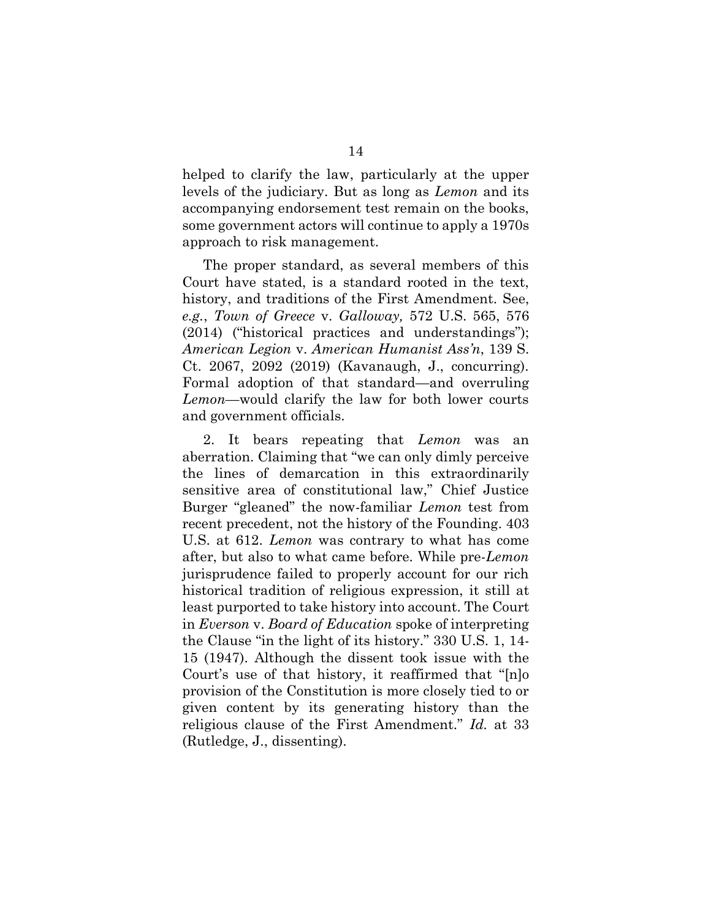helped to clarify the law, particularly at the upper levels of the judiciary. But as long as *Lemon* and its accompanying endorsement test remain on the books, some government actors will continue to apply a 1970s approach to risk management.

The proper standard, as several members of this Court have stated, is a standard rooted in the text, history, and traditions of the First Amendment. See, *e.g.*, *Town of Greece* v. *Galloway,* 572 U.S. 565, 576 (2014) ("historical practices and understandings"); *American Legion* v. *American Humanist Ass'n*, 139 S. Ct. 2067, 2092 (2019) (Kavanaugh, J., concurring). Formal adoption of that standard—and overruling *Lemon*—would clarify the law for both lower courts and government officials.

2. It bears repeating that *Lemon* was an aberration. Claiming that "we can only dimly perceive the lines of demarcation in this extraordinarily sensitive area of constitutional law," Chief Justice Burger "gleaned" the now-familiar *Lemon* test from recent precedent, not the history of the Founding. 403 U.S. at 612. *Lemon* was contrary to what has come after, but also to what came before. While pre-*Lemon* jurisprudence failed to properly account for our rich historical tradition of religious expression, it still at least purported to take history into account. The Court in *Everson* v. *Board of Education* spoke of interpreting the Clause "in the light of its history." 330 U.S. 1, 14-15 (1947). Although the dissent took issue with the Court's use of that history, it reaffirmed that "[n]o provision of the Constitution is more closely tied to or given content by its generating history than the religious clause of the First Amendment." *Id.* at 33 (Rutledge, J., dissenting).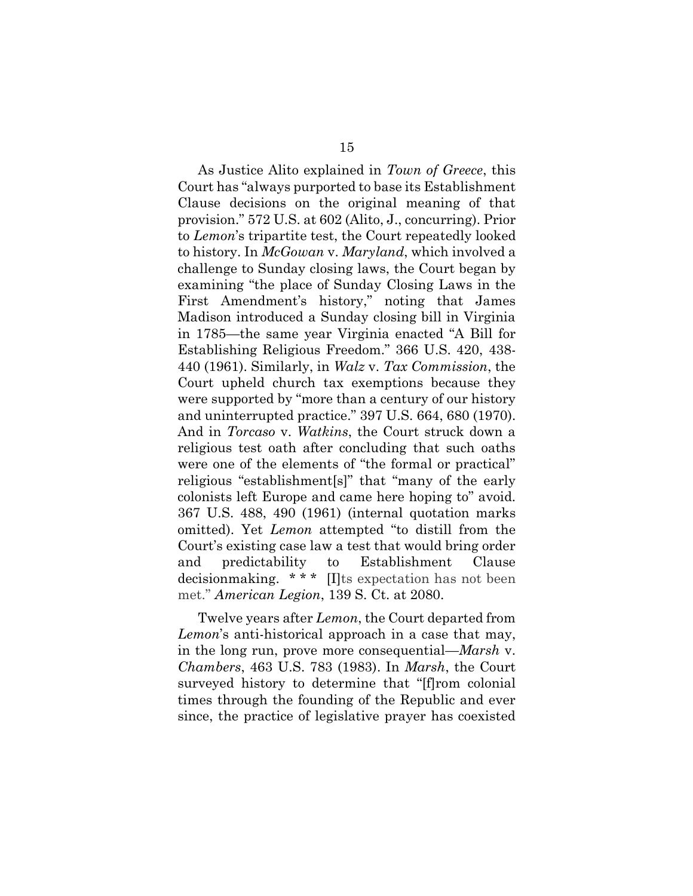As Justice Alito explained in *Town of Greece*, this Court has "always purported to base its Establishment Clause decisions on the original meaning of that provision." 572 U.S. at 602 (Alito, J., concurring). Prior to *Lemon*'s tripartite test, the Court repeatedly looked to history. In *McGowan* v. *Maryland*, which involved a challenge to Sunday closing laws, the Court began by examining "the place of Sunday Closing Laws in the First Amendment's history," noting that James Madison introduced a Sunday closing bill in Virginia in 1785—the same year Virginia enacted "A Bill for Establishing Religious Freedom." 366 U.S. 420, 438-440 (1961). Similarly, in *Walz* v. *Tax Commission*, the Court upheld church tax exemptions because they were supported by "more than a century of our history and uninterrupted practice." 397 U.S. 664, 680 (1970). And in *Torcaso* v. *Watkins*, the Court struck down a religious test oath after concluding that such oaths were one of the elements of "the formal or practical" religious "establishment[s]" that "many of the early colonists left Europe and came here hoping to" avoid. 367 U.S. 488, 490 (1961) (internal quotation marks omitted). Yet *Lemon* attempted "to distill from the Court's existing case law a test that would bring order and predictability to Establishment Clause decisionmaking. * * * [I]ts expectation has not been met." *American Legion*, 139 S. Ct. at 2080.

Twelve years after *Lemon*, the Court departed from *Lemon*'s anti-historical approach in a case that may, in the long run, prove more consequential—*Marsh* v. *Chambers*, 463 U.S. 783 (1983). In *Marsh*, the Court surveyed history to determine that "[f]rom colonial times through the founding of the Republic and ever since, the practice of legislative prayer has coexisted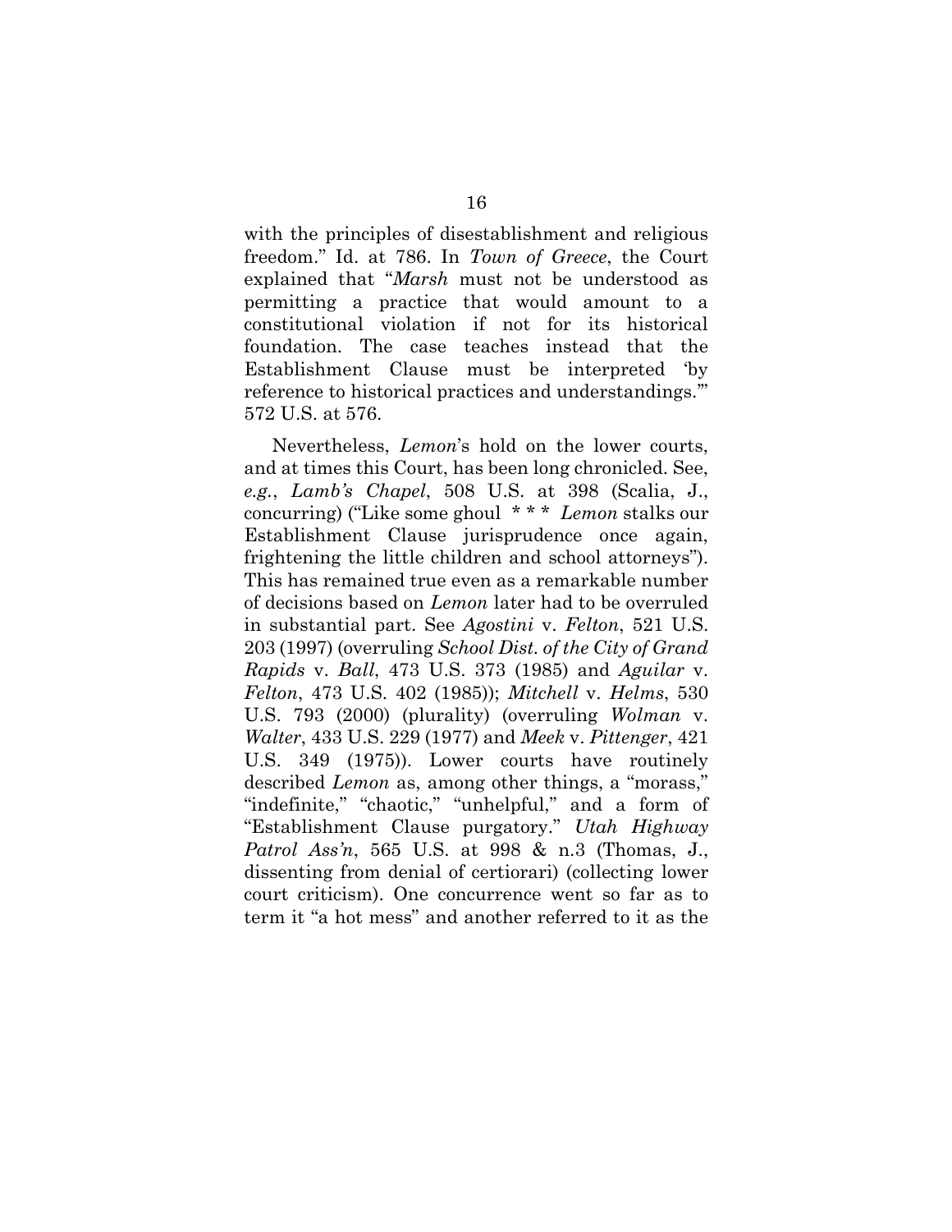with the principles of disestablishment and religious freedom." Id. at 786. In *Town of Greece*, the Court explained that "*Marsh* must not be understood as permitting a practice that would amount to a constitutional violation if not for its historical foundation. The case teaches instead that the Establishment Clause must be interpreted 'by reference to historical practices and understandings.'" 572 U.S. at 576.

Nevertheless, *Lemon*'s hold on the lower courts, and at times this Court, has been long chronicled. See, *e.g.*, *Lamb's Chapel*, 508 U.S. at 398 (Scalia, J., concurring) ("Like some ghoul * * * *Lemon* stalks our Establishment Clause jurisprudence once again, frightening the little children and school attorneys"). This has remained true even as a remarkable number of decisions based on *Lemon* later had to be overruled in substantial part. See *Agostini* v. *Felton*, 521 U.S. 203 (1997) (overruling *School Dist. of the City of Grand Rapids* v. *Ball*, 473 U.S. 373 (1985) and *Aguilar* v. *Felton*, 473 U.S. 402 (1985)); *Mitchell* v. *Helms*, 530 U.S. 793 (2000) (plurality) (overruling *Wolman* v. *Walter*, 433 U.S. 229 (1977) and *Meek* v. *Pittenger*, 421 U.S. 349 (1975)). Lower courts have routinely described *Lemon* as, among other things, a "morass," "indefinite," "chaotic," "unhelpful," and a form of "Establishment Clause purgatory." *Utah Highway Patrol Ass'n*, 565 U.S. at 998 & n.3 (Thomas, J., dissenting from denial of certiorari) (collecting lower court criticism). One concurrence went so far as to term it "a hot mess" and another referred to it as the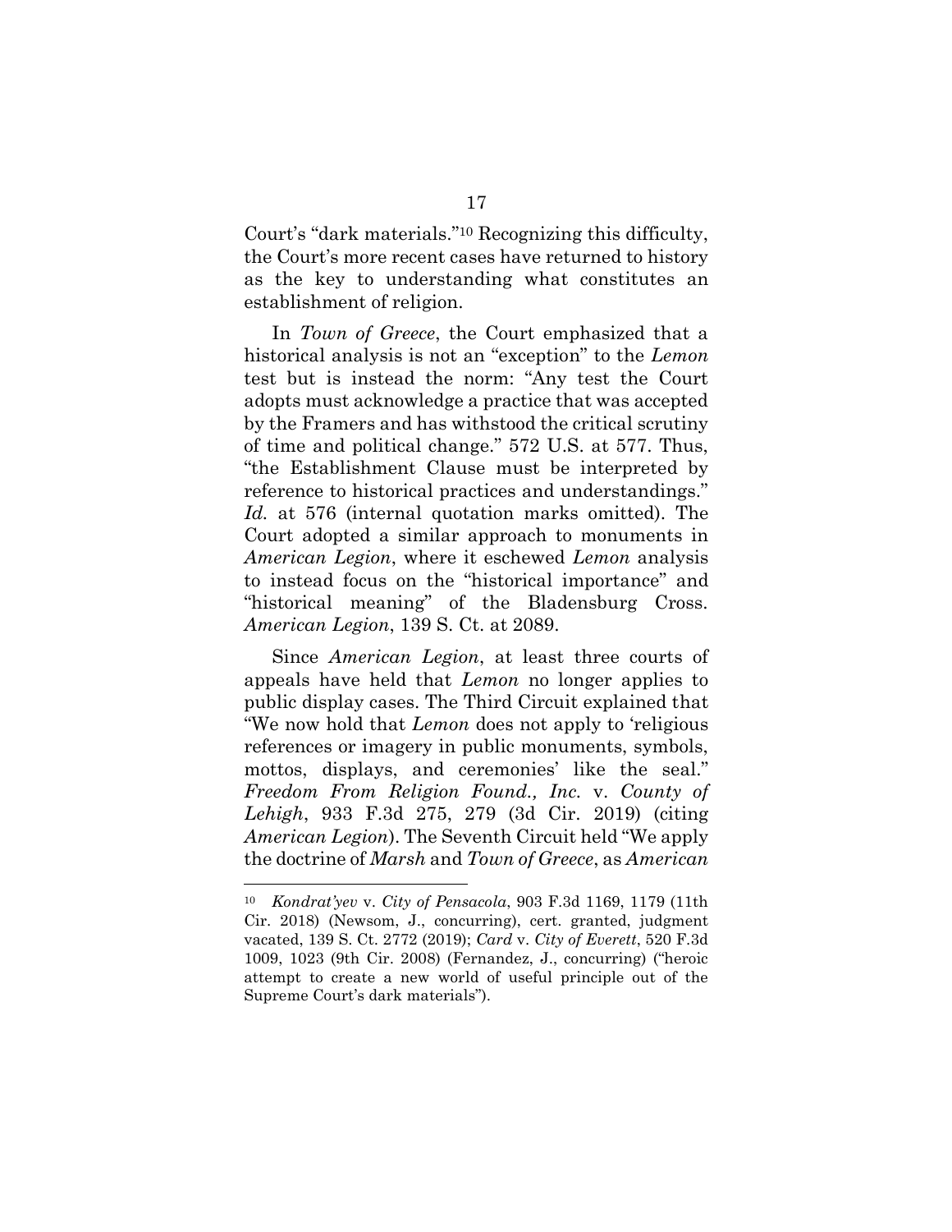Court's "dark materials."[10] Recognizing this difficulty, the Court's more recent cases have returned to history as the key to understanding what constitutes an establishment of religion.

In *Town of Greece*, the Court emphasized that a historical analysis is not an "exception" to the *Lemon* test but is instead the norm: "Any test the Court adopts must acknowledge a practice that was accepted by the Framers and has withstood the critical scrutiny of time and political change." 572 U.S. at 577. Thus, "the Establishment Clause must be interpreted by reference to historical practices and understandings." *Id.* at 576 (internal quotation marks omitted). The Court adopted a similar approach to monuments in *American Legion*, where it eschewed *Lemon* analysis to instead focus on the "historical importance" and "historical meaning" of the Bladensburg Cross. *American Legion*, 139 S. Ct. at 2089.

Since *American Legion*, at least three courts of appeals have held that *Lemon* no longer applies to public display cases. The Third Circuit explained that "We now hold that *Lemon* does not apply to 'religious references or imagery in public monuments, symbols, mottos, displays, and ceremonies' like the seal." *Freedom From Religion Found., Inc.* v. *County of Lehigh*, 933 F.3d 275, 279 (3d Cir. 2019) (citing *American Legion*). The Seventh Circuit held "We apply the doctrine of *Marsh* and *Town of Greece*, as *American*

---

[10] *Kondrat'yev* v. *City of Pensacola*, 903 F.3d 1169, 1179 (11th Cir. 2018) (Newsom, J., concurring), cert. granted, judgment vacated, 139 S. Ct. 2772 (2019); *Card* v. *City of Everett*, 520 F.3d 1009, 1023 (9th Cir. 2008) (Fernandez, J., concurring) ("heroic attempt to create a new world of useful principle out of the Supreme Court's dark materials").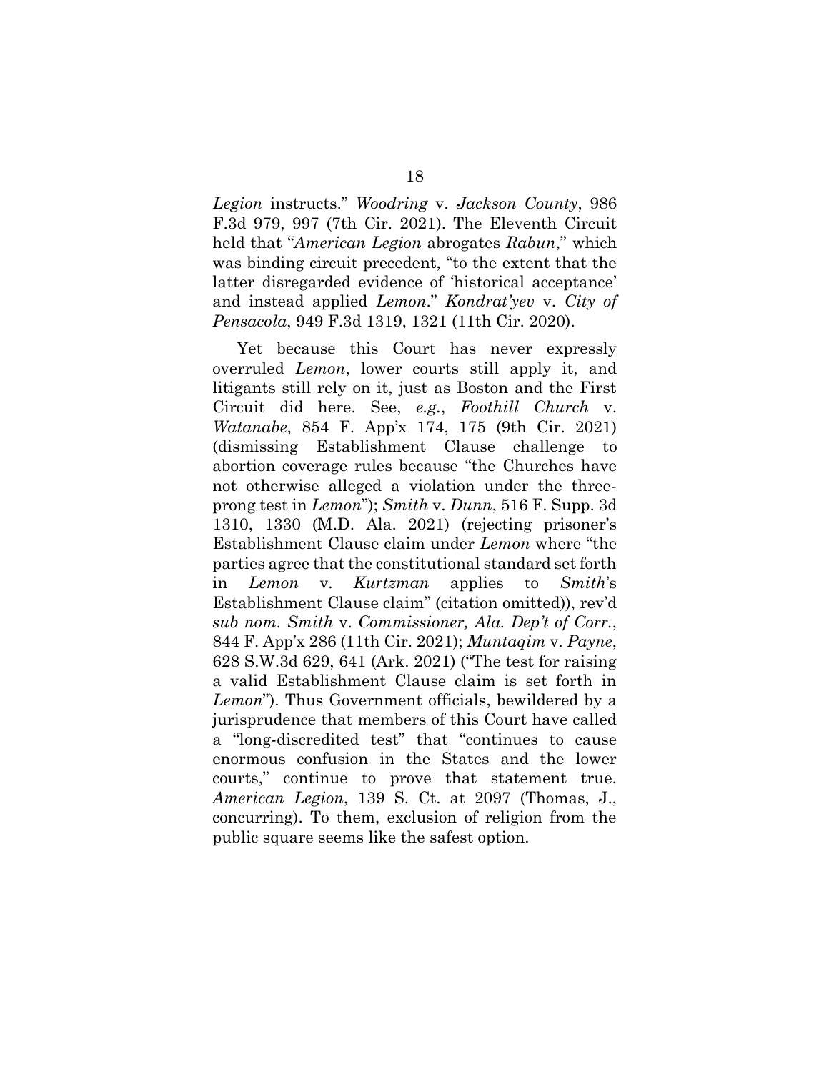*Legion* instructs." *Woodring* v. *Jackson County*, 986 F.3d 979, 997 (7th Cir. 2021). The Eleventh Circuit held that "*American Legion* abrogates *Rabun*," which was binding circuit precedent, "to the extent that the latter disregarded evidence of 'historical acceptance' and instead applied *Lemon*." *Kondrat'yev* v. *City of Pensacola*, 949 F.3d 1319, 1321 (11th Cir. 2020).

Yet because this Court has never expressly overruled *Lemon*, lower courts still apply it, and litigants still rely on it, just as Boston and the First Circuit did here. See, *e.g.*, *Foothill Church* v. *Watanabe*, 854 F. App'x 174, 175 (9th Cir. 2021) (dismissing Establishment Clause challenge to abortion coverage rules because "the Churches have not otherwise alleged a violation under the three-prong test in *Lemon*"); *Smith* v. *Dunn*, 516 F. Supp. 3d 1310, 1330 (M.D. Ala. 2021) (rejecting prisoner's Establishment Clause claim under *Lemon* where "the parties agree that the constitutional standard set forth in *Lemon* v. *Kurtzman* applies to *Smith*'s Establishment Clause claim" (citation omitted)), rev'd *sub nom*. *Smith* v. *Commissioner, Ala. Dep't of Corr.*, 844 F. App'x 286 (11th Cir. 2021); *Muntaqim* v. *Payne*, 628 S.W.3d 629, 641 (Ark. 2021) ("The test for raising a valid Establishment Clause claim is set forth in *Lemon*"). Thus Government officials, bewildered by a jurisprudence that members of this Court have called a "long-discredited test" that "continues to cause enormous confusion in the States and the lower courts," continue to prove that statement true. *American Legion*, 139 S. Ct. at 2097 (Thomas, J., concurring). To them, exclusion of religion from the public square seems like the safest option.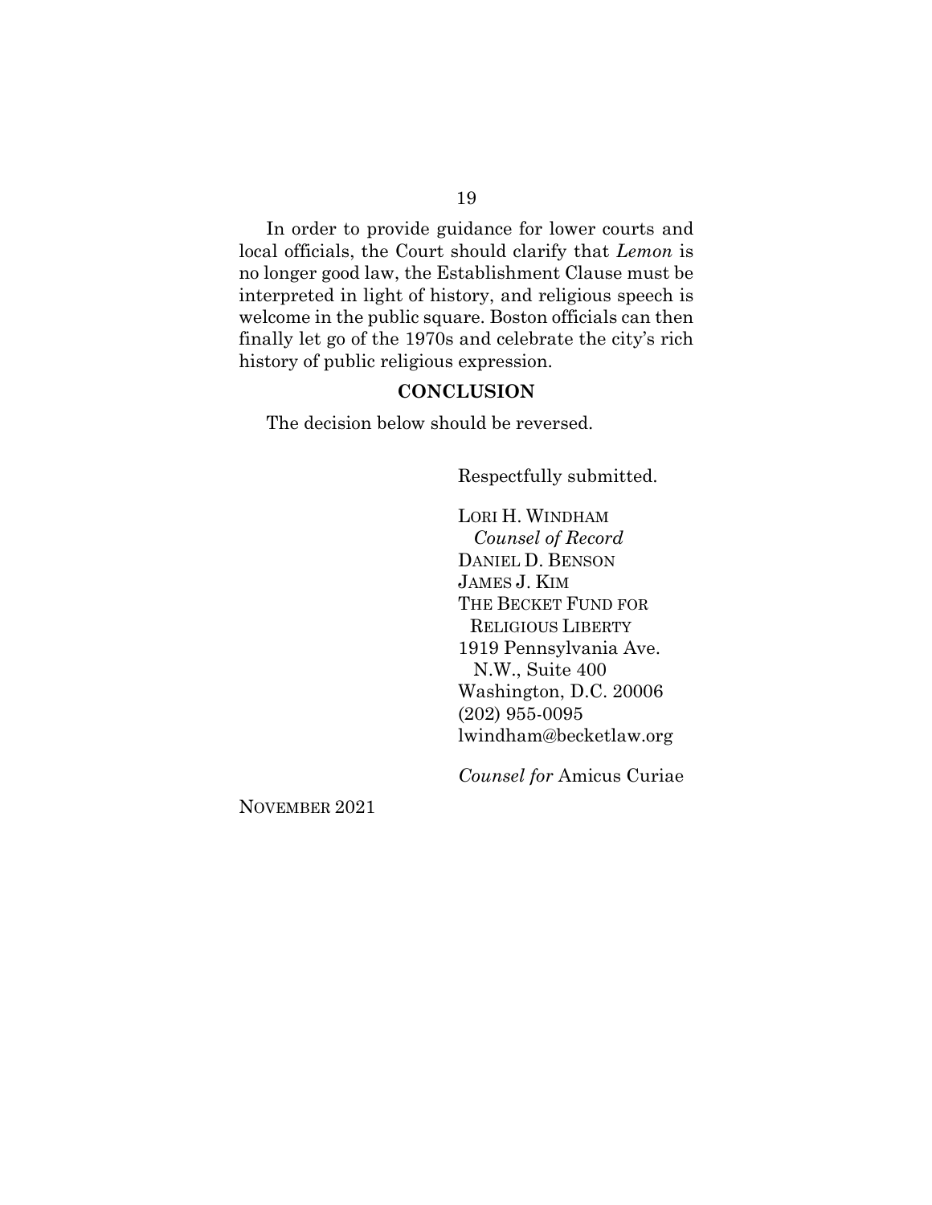In order to provide guidance for lower courts and local officials, the Court should clarify that *Lemon* is no longer good law, the Establishment Clause must be interpreted in light of history, and religious speech is welcome in the public square. Boston officials can then finally let go of the 1970s and celebrate the city's rich history of public religious expression.

## CONCLUSION

The decision below should be reversed.

Respectfully submitted.

LORI H. WINDHAM
*Counsel of Record*
DANIEL D. BENSON
JAMES J. KIM
THE BECKET FUND FOR RELIGIOUS LIBERTY
1919 Pennsylvania Ave. N.W., Suite 400
Washington, D.C. 20006
(202) 955-0095
lwindham@becketlaw.org

*Counsel for* Amicus Curiae

NOVEMBER 2021